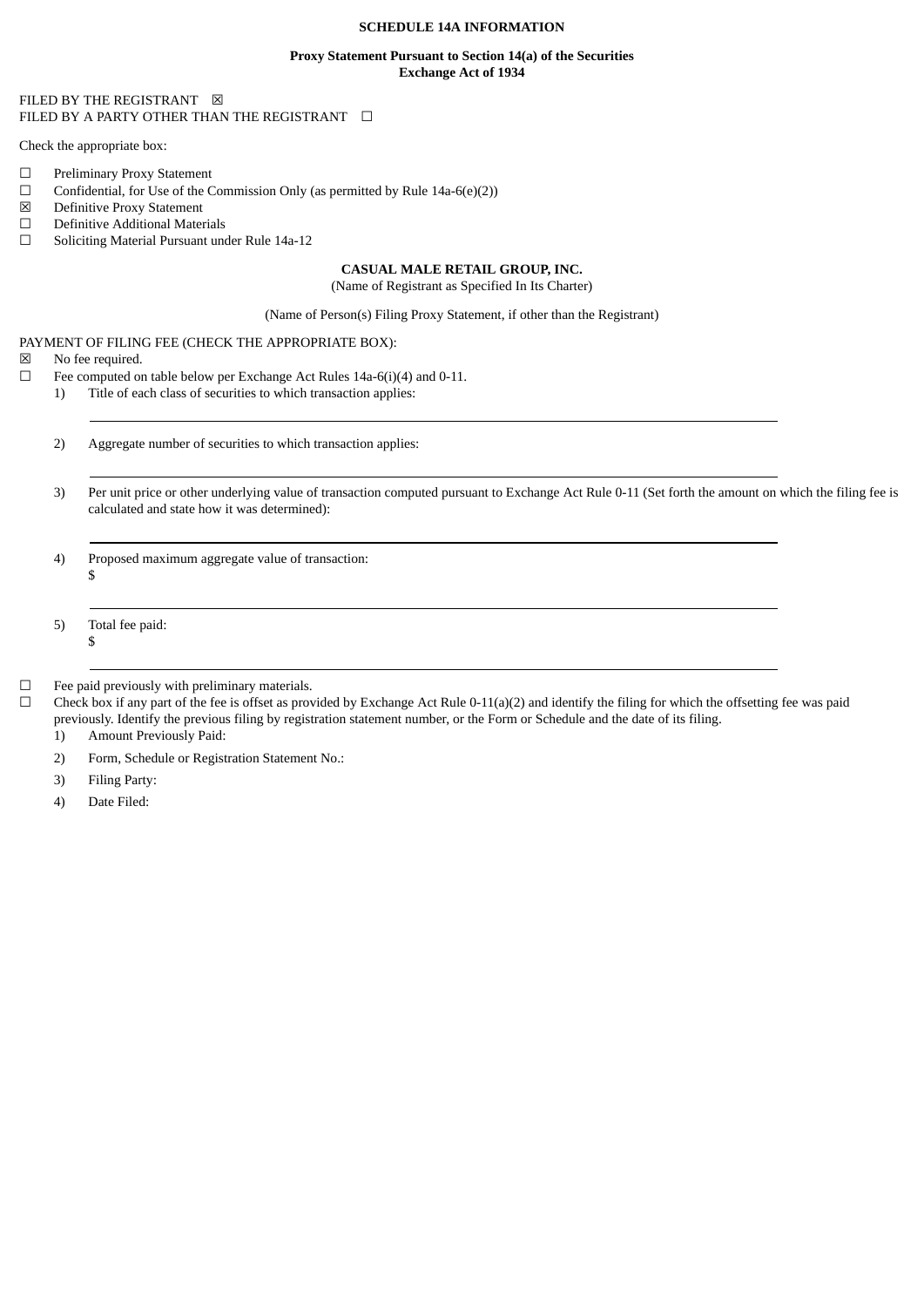**SCHEDULE 14A INFORMATION**

**Proxy Statement Pursuant to Section 14(a) of the Securities Exchange Act of 1934**

FILED BY THE REGISTRANT ☒
FILED BY A PARTY OTHER THAN THE REGISTRANT ☐

Check the appropriate box:

☐ Preliminary Proxy Statement
☐ Confidential, for Use of the Commission Only (as permitted by Rule 14a-6(e)(2))
☒ Definitive Proxy Statement
☐ Definitive Additional Materials
☐ Soliciting Material Pursuant under Rule 14a-12

**CASUAL MALE RETAIL GROUP, INC.**
(Name of Registrant as Specified In Its Charter)

(Name of Person(s) Filing Proxy Statement, if other than the Registrant)

PAYMENT OF FILING FEE (CHECK THE APPROPRIATE BOX):

☒ No fee required.
☐ Fee computed on table below per Exchange Act Rules 14a-6(i)(4) and 0-11.

1) Title of each class of securities to which transaction applies:

2) Aggregate number of securities to which transaction applies:

3) Per unit price or other underlying value of transaction computed pursuant to Exchange Act Rule 0-11 (Set forth the amount on which the filing fee is calculated and state how it was determined):

4) Proposed maximum aggregate value of transaction:
$

5) Total fee paid:
$

☐ Fee paid previously with preliminary materials.
☐ Check box if any part of the fee is offset as provided by Exchange Act Rule 0-11(a)(2) and identify the filing for which the offsetting fee was paid previously. Identify the previous filing by registration statement number, or the Form or Schedule and the date of its filing.

1) Amount Previously Paid:

2) Form, Schedule or Registration Statement No.:

3) Filing Party:

4) Date Filed: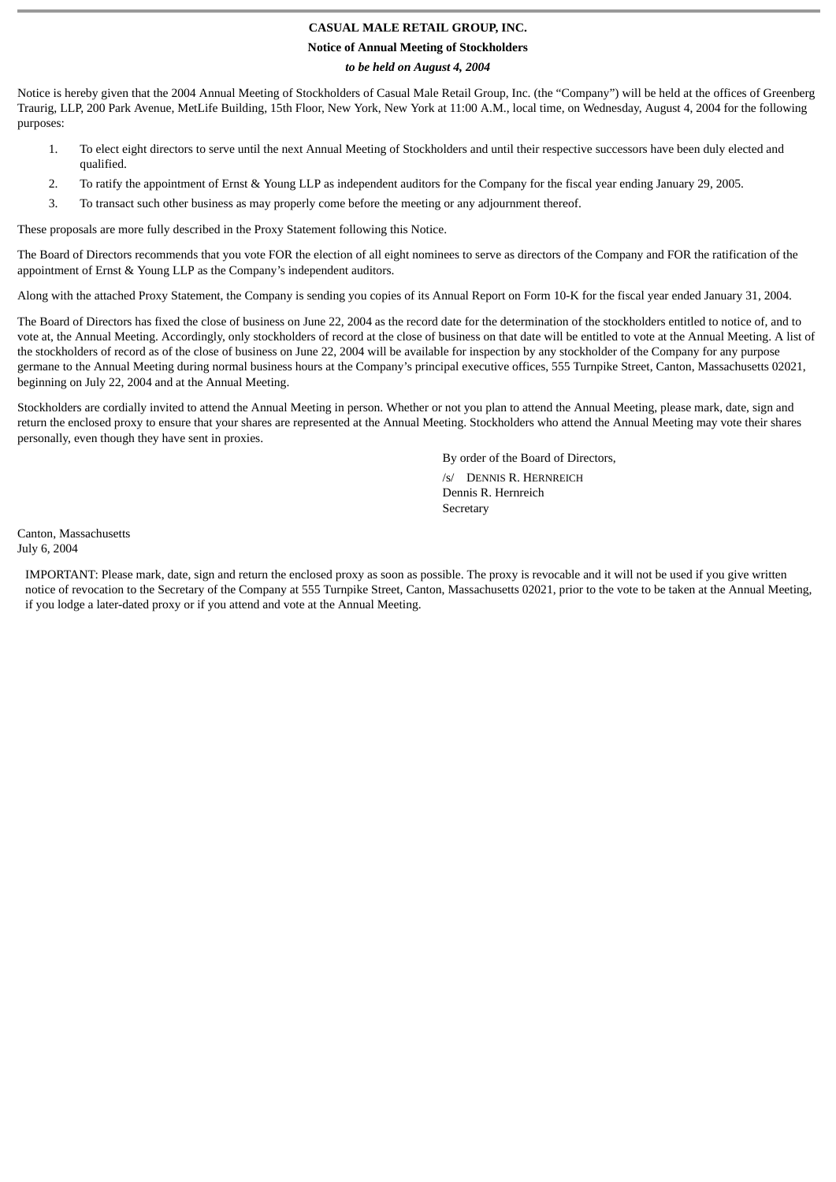**CASUAL MALE RETAIL GROUP, INC.**

**Notice of Annual Meeting of Stockholders**

***to be held on August 4, 2004***

Notice is hereby given that the 2004 Annual Meeting of Stockholders of Casual Male Retail Group, Inc. (the "Company") will be held at the offices of Greenberg Traurig, LLP, 200 Park Avenue, MetLife Building, 15th Floor, New York, New York at 11:00 A.M., local time, on Wednesday, August 4, 2004 for the following purposes:

1. To elect eight directors to serve until the next Annual Meeting of Stockholders and until their respective successors have been duly elected and qualified.
2. To ratify the appointment of Ernst & Young LLP as independent auditors for the Company for the fiscal year ending January 29, 2005.
3. To transact such other business as may properly come before the meeting or any adjournment thereof.

These proposals are more fully described in the Proxy Statement following this Notice.

The Board of Directors recommends that you vote FOR the election of all eight nominees to serve as directors of the Company and FOR the ratification of the appointment of Ernst & Young LLP as the Company's independent auditors.

Along with the attached Proxy Statement, the Company is sending you copies of its Annual Report on Form 10-K for the fiscal year ended January 31, 2004.

The Board of Directors has fixed the close of business on June 22, 2004 as the record date for the determination of the stockholders entitled to notice of, and to vote at, the Annual Meeting. Accordingly, only stockholders of record at the close of business on that date will be entitled to vote at the Annual Meeting. A list of the stockholders of record as of the close of business on June 22, 2004 will be available for inspection by any stockholder of the Company for any purpose germane to the Annual Meeting during normal business hours at the Company's principal executive offices, 555 Turnpike Street, Canton, Massachusetts 02021, beginning on July 22, 2004 and at the Annual Meeting.

Stockholders are cordially invited to attend the Annual Meeting in person. Whether or not you plan to attend the Annual Meeting, please mark, date, sign and return the enclosed proxy to ensure that your shares are represented at the Annual Meeting. Stockholders who attend the Annual Meeting may vote their shares personally, even though they have sent in proxies.

By order of the Board of Directors,

/s/ DENNIS R. HERNREICH
Dennis R. Hernreich
Secretary

Canton, Massachusetts
July 6, 2004

IMPORTANT: Please mark, date, sign and return the enclosed proxy as soon as possible. The proxy is revocable and it will not be used if you give written notice of revocation to the Secretary of the Company at 555 Turnpike Street, Canton, Massachusetts 02021, prior to the vote to be taken at the Annual Meeting, if you lodge a later-dated proxy or if you attend and vote at the Annual Meeting.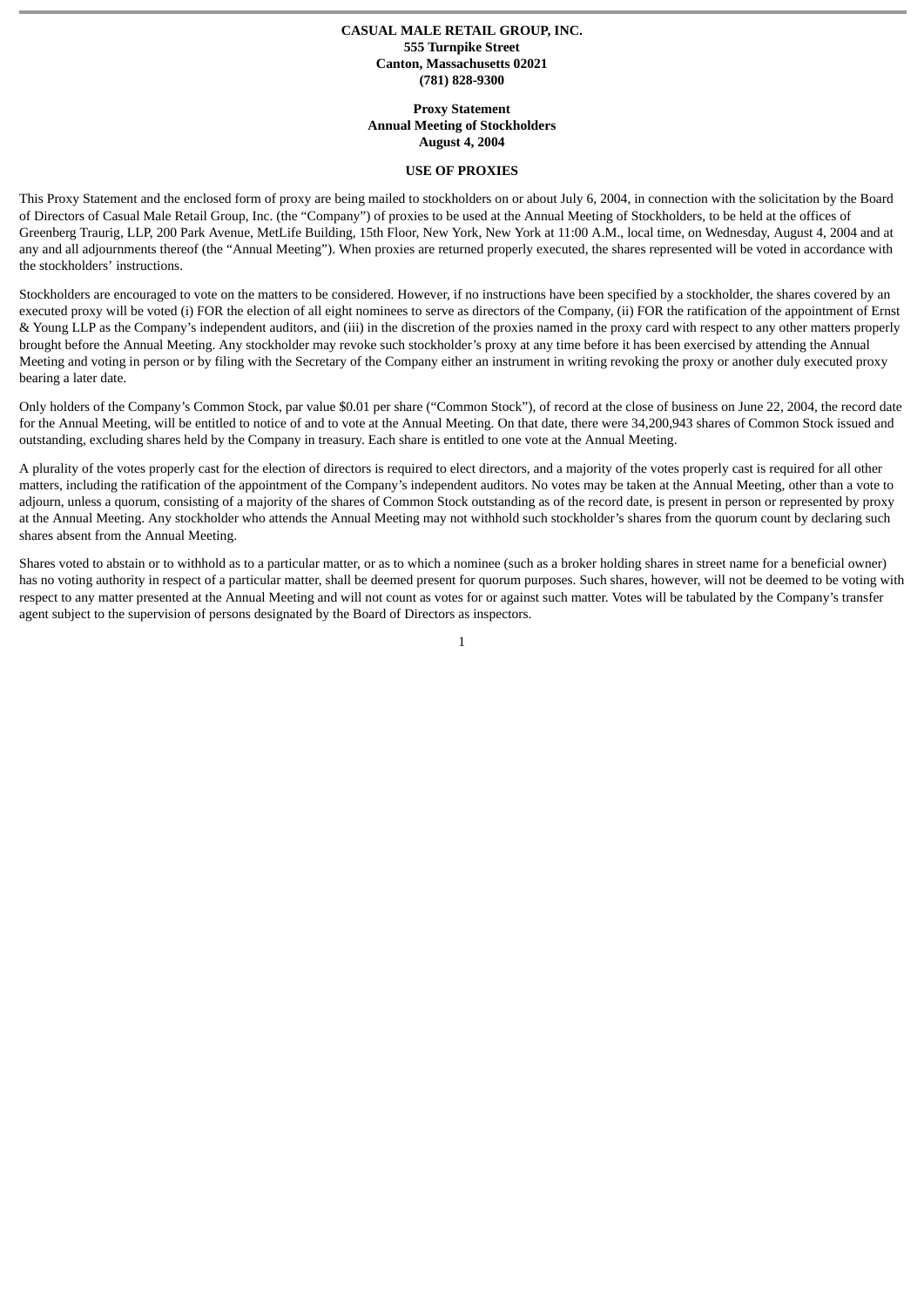**CASUAL MALE RETAIL GROUP, INC.**
**555 Turnpike Street**
**Canton, Massachusetts 02021**
**(781) 828-9300**

**Proxy Statement**
**Annual Meeting of Stockholders**
**August 4, 2004**

## USE OF PROXIES

This Proxy Statement and the enclosed form of proxy are being mailed to stockholders on or about July 6, 2004, in connection with the solicitation by the Board of Directors of Casual Male Retail Group, Inc. (the "Company") of proxies to be used at the Annual Meeting of Stockholders, to be held at the offices of Greenberg Traurig, LLP, 200 Park Avenue, MetLife Building, 15th Floor, New York, New York at 11:00 A.M., local time, on Wednesday, August 4, 2004 and at any and all adjournments thereof (the "Annual Meeting"). When proxies are returned properly executed, the shares represented will be voted in accordance with the stockholders' instructions.

Stockholders are encouraged to vote on the matters to be considered. However, if no instructions have been specified by a stockholder, the shares covered by an executed proxy will be voted (i) FOR the election of all eight nominees to serve as directors of the Company, (ii) FOR the ratification of the appointment of Ernst & Young LLP as the Company's independent auditors, and (iii) in the discretion of the proxies named in the proxy card with respect to any other matters properly brought before the Annual Meeting. Any stockholder may revoke such stockholder's proxy at any time before it has been exercised by attending the Annual Meeting and voting in person or by filing with the Secretary of the Company either an instrument in writing revoking the proxy or another duly executed proxy bearing a later date.

Only holders of the Company's Common Stock, par value $0.01 per share ("Common Stock"), of record at the close of business on June 22, 2004, the record date for the Annual Meeting, will be entitled to notice of and to vote at the Annual Meeting. On that date, there were 34,200,943 shares of Common Stock issued and outstanding, excluding shares held by the Company in treasury. Each share is entitled to one vote at the Annual Meeting.

A plurality of the votes properly cast for the election of directors is required to elect directors, and a majority of the votes properly cast is required for all other matters, including the ratification of the appointment of the Company's independent auditors. No votes may be taken at the Annual Meeting, other than a vote to adjourn, unless a quorum, consisting of a majority of the shares of Common Stock outstanding as of the record date, is present in person or represented by proxy at the Annual Meeting. Any stockholder who attends the Annual Meeting may not withhold such stockholder's shares from the quorum count by declaring such shares absent from the Annual Meeting.

Shares voted to abstain or to withhold as to a particular matter, or as to which a nominee (such as a broker holding shares in street name for a beneficial owner) has no voting authority in respect of a particular matter, shall be deemed present for quorum purposes. Such shares, however, will not be deemed to be voting with respect to any matter presented at the Annual Meeting and will not count as votes for or against such matter. Votes will be tabulated by the Company's transfer agent subject to the supervision of persons designated by the Board of Directors as inspectors.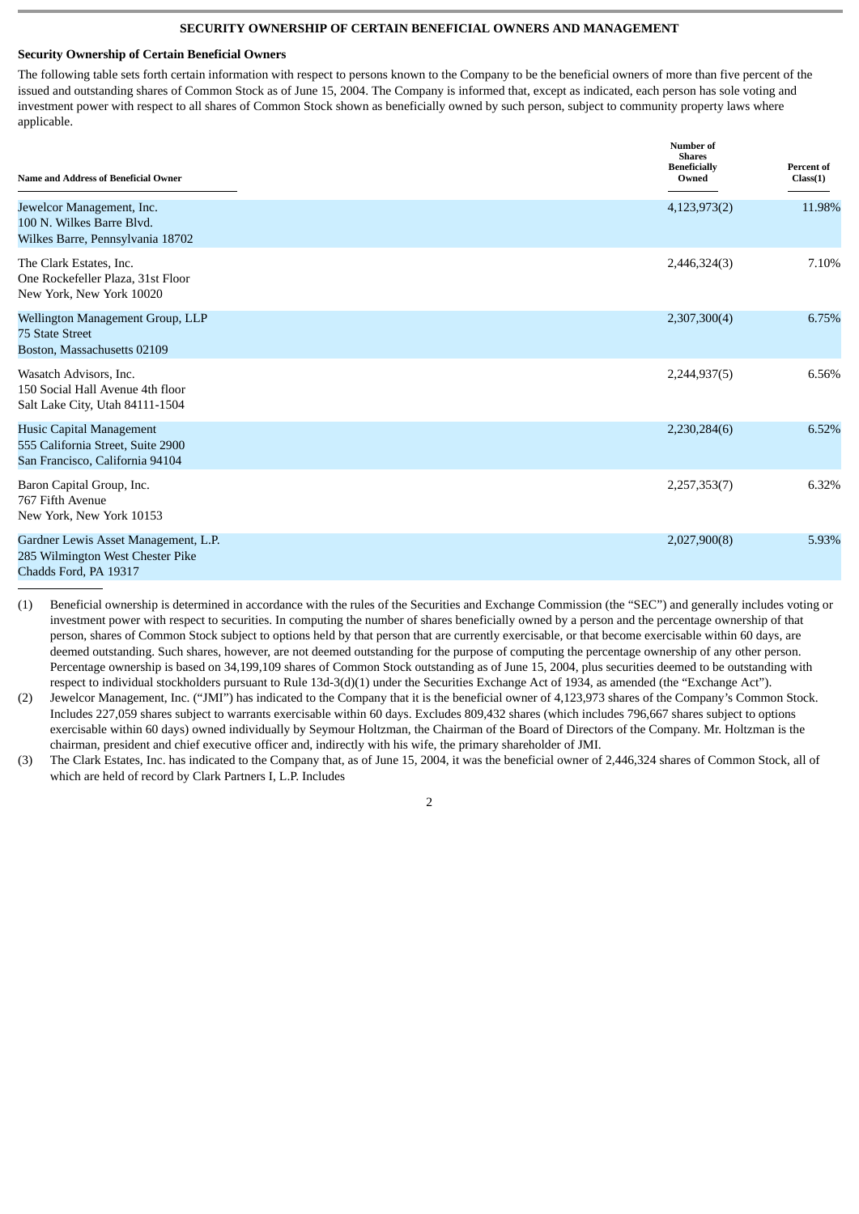## SECURITY OWNERSHIP OF CERTAIN BENEFICIAL OWNERS AND MANAGEMENT

### Security Ownership of Certain Beneficial Owners

The following table sets forth certain information with respect to persons known to the Company to be the beneficial owners of more than five percent of the issued and outstanding shares of Common Stock as of June 15, 2004. The Company is informed that, except as indicated, each person has sole voting and investment power with respect to all shares of Common Stock shown as beneficially owned by such person, subject to community property laws where applicable.

| Name and Address of Beneficial Owner | Number of Shares Beneficially Owned | Percent of Class(1) |
|---|---|---|
| Jewelcor Management, Inc.<br>100 N. Wilkes Barre Blvd.<br>Wilkes Barre, Pennsylvania 18702 | 4,123,973(2) | 11.98% |
| The Clark Estates, Inc.<br>One Rockefeller Plaza, 31st Floor<br>New York, New York 10020 | 2,446,324(3) | 7.10% |
| Wellington Management Group, LLP<br>75 State Street<br>Boston, Massachusetts 02109 | 2,307,300(4) | 6.75% |
| Wasatch Advisors, Inc.<br>150 Social Hall Avenue 4th floor<br>Salt Lake City, Utah 84111-1504 | 2,244,937(5) | 6.56% |
| Husic Capital Management<br>555 California Street, Suite 2900<br>San Francisco, California 94104 | 2,230,284(6) | 6.52% |
| Baron Capital Group, Inc.<br>767 Fifth Avenue<br>New York, New York 10153 | 2,257,353(7) | 6.32% |
| Gardner Lewis Asset Management, L.P.<br>285 Wilmington West Chester Pike<br>Chadds Ford, PA 19317 | 2,027,900(8) | 5.93% |

(1) Beneficial ownership is determined in accordance with the rules of the Securities and Exchange Commission (the "SEC") and generally includes voting or investment power with respect to securities. In computing the number of shares beneficially owned by a person and the percentage ownership of that person, shares of Common Stock subject to options held by that person that are currently exercisable, or that become exercisable within 60 days, are deemed outstanding. Such shares, however, are not deemed outstanding for the purpose of computing the percentage ownership of any other person. Percentage ownership is based on 34,199,109 shares of Common Stock outstanding as of June 15, 2004, plus securities deemed to be outstanding with respect to individual stockholders pursuant to Rule 13d-3(d)(1) under the Securities Exchange Act of 1934, as amended (the "Exchange Act").

(2) Jewelcor Management, Inc. ("JMI") has indicated to the Company that it is the beneficial owner of 4,123,973 shares of the Company's Common Stock. Includes 227,059 shares subject to warrants exercisable within 60 days. Excludes 809,432 shares (which includes 796,667 shares subject to options exercisable within 60 days) owned individually by Seymour Holtzman, the Chairman of the Board of Directors of the Company. Mr. Holtzman is the chairman, president and chief executive officer and, indirectly with his wife, the primary shareholder of JMI.

(3) The Clark Estates, Inc. has indicated to the Company that, as of June 15, 2004, it was the beneficial owner of 2,446,324 shares of Common Stock, all of which are held of record by Clark Partners I, L.P. Includes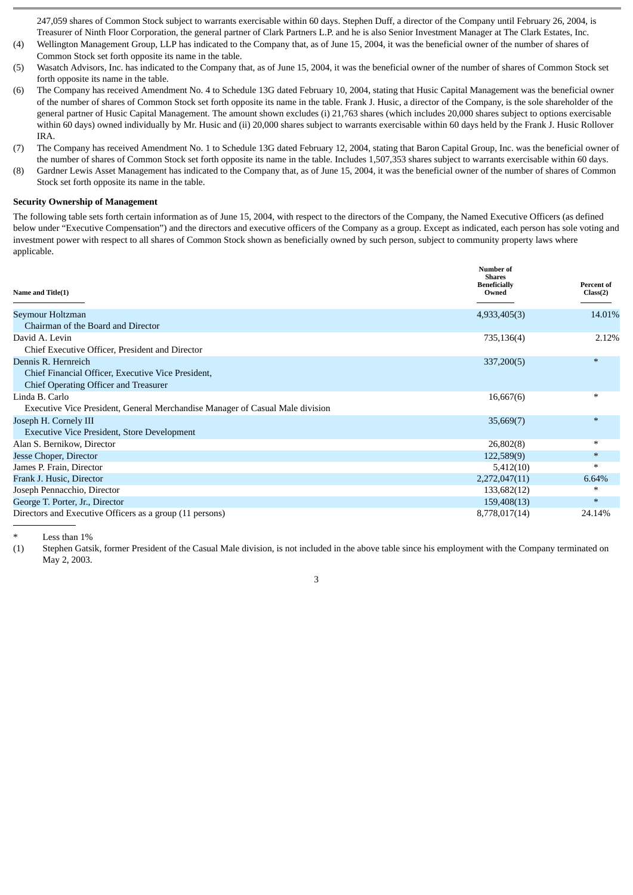247,059 shares of Common Stock subject to warrants exercisable within 60 days. Stephen Duff, a director of the Company until February 26, 2004, is Treasurer of Ninth Floor Corporation, the general partner of Clark Partners L.P. and he is also Senior Investment Manager at The Clark Estates, Inc.

(4) Wellington Management Group, LLP has indicated to the Company that, as of June 15, 2004, it was the beneficial owner of the number of shares of Common Stock set forth opposite its name in the table.

(5) Wasatch Advisors, Inc. has indicated to the Company that, as of June 15, 2004, it was the beneficial owner of the number of shares of Common Stock set forth opposite its name in the table.

(6) The Company has received Amendment No. 4 to Schedule 13G dated February 10, 2004, stating that Husic Capital Management was the beneficial owner of the number of shares of Common Stock set forth opposite its name in the table. Frank J. Husic, a director of the Company, is the sole shareholder of the general partner of Husic Capital Management. The amount shown excludes (i) 21,763 shares (which includes 20,000 shares subject to options exercisable within 60 days) owned individually by Mr. Husic and (ii) 20,000 shares subject to warrants exercisable within 60 days held by the Frank J. Husic Rollover IRA.

(7) The Company has received Amendment No. 1 to Schedule 13G dated February 12, 2004, stating that Baron Capital Group, Inc. was the beneficial owner of the number of shares of Common Stock set forth opposite its name in the table. Includes 1,507,353 shares subject to warrants exercisable within 60 days.

(8) Gardner Lewis Asset Management has indicated to the Company that, as of June 15, 2004, it was the beneficial owner of the number of shares of Common Stock set forth opposite its name in the table.

**Security Ownership of Management**

The following table sets forth certain information as of June 15, 2004, with respect to the directors of the Company, the Named Executive Officers (as defined below under "Executive Compensation") and the directors and executive officers of the Company as a group. Except as indicated, each person has sole voting and investment power with respect to all shares of Common Stock shown as beneficially owned by such person, subject to community property laws where applicable.

| Name and Title(1) | Number of Shares Beneficially Owned | Percent of Class(2) |
|---|---|---|
| Seymour Holtzman<br>Chairman of the Board and Director | 4,933,405(3) | 14.01% |
| David A. Levin<br>Chief Executive Officer, President and Director | 735,136(4) | 2.12% |
| Dennis R. Hernreich<br>Chief Financial Officer, Executive Vice President,<br>Chief Operating Officer and Treasurer | 337,200(5) | * |
| Linda B. Carlo<br>Executive Vice President, General Merchandise Manager of Casual Male division | 16,667(6) | * |
| Joseph H. Cornely III<br>Executive Vice President, Store Development | 35,669(7) | * |
| Alan S. Bernikow, Director | 26,802(8) | * |
| Jesse Choper, Director | 122,589(9) | * |
| James P. Frain, Director | 5,412(10) | * |
| Frank J. Husic, Director | 2,272,047(11) | 6.64% |
| Joseph Pennacchio, Director | 133,682(12) | * |
| George T. Porter, Jr., Director | 159,408(13) | * |
| Directors and Executive Officers as a group (11 persons) | 8,778,017(14) | 24.14% |

\* Less than 1%

(1) Stephen Gatsik, former President of the Casual Male division, is not included in the above table since his employment with the Company terminated on May 2, 2003.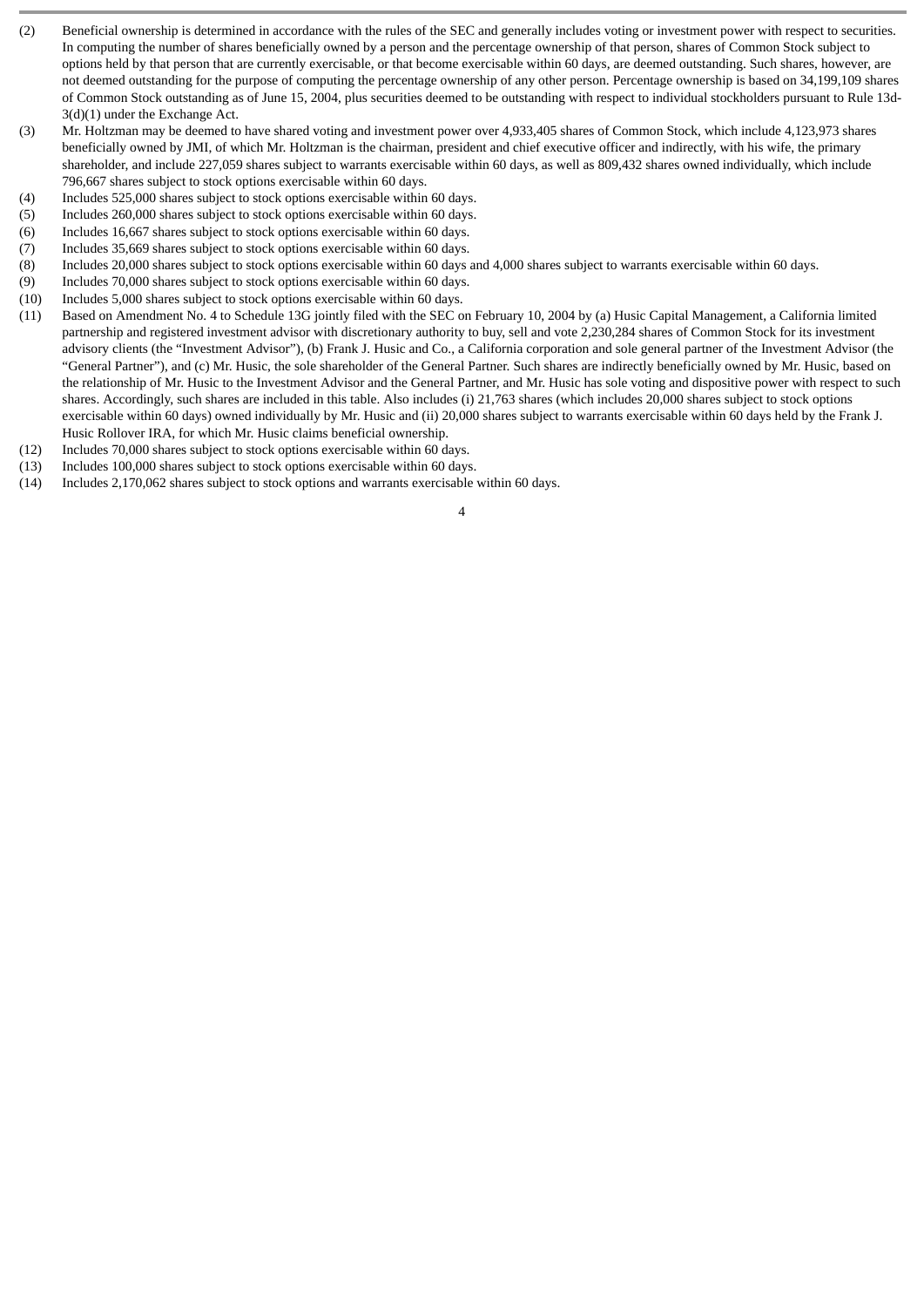(2) Beneficial ownership is determined in accordance with the rules of the SEC and generally includes voting or investment power with respect to securities. In computing the number of shares beneficially owned by a person and the percentage ownership of that person, shares of Common Stock subject to options held by that person that are currently exercisable, or that become exercisable within 60 days, are deemed outstanding. Such shares, however, are not deemed outstanding for the purpose of computing the percentage ownership of any other person. Percentage ownership is based on 34,199,109 shares of Common Stock outstanding as of June 15, 2004, plus securities deemed to be outstanding with respect to individual stockholders pursuant to Rule 13d-3(d)(1) under the Exchange Act.

(3) Mr. Holtzman may be deemed to have shared voting and investment power over 4,933,405 shares of Common Stock, which include 4,123,973 shares beneficially owned by JMI, of which Mr. Holtzman is the chairman, president and chief executive officer and indirectly, with his wife, the primary shareholder, and include 227,059 shares subject to warrants exercisable within 60 days, as well as 809,432 shares owned individually, which include 796,667 shares subject to stock options exercisable within 60 days.

(4) Includes 525,000 shares subject to stock options exercisable within 60 days.

(5) Includes 260,000 shares subject to stock options exercisable within 60 days.

(6) Includes 16,667 shares subject to stock options exercisable within 60 days.

(7) Includes 35,669 shares subject to stock options exercisable within 60 days.

(8) Includes 20,000 shares subject to stock options exercisable within 60 days and 4,000 shares subject to warrants exercisable within 60 days.

(9) Includes 70,000 shares subject to stock options exercisable within 60 days.

(10) Includes 5,000 shares subject to stock options exercisable within 60 days.

(11) Based on Amendment No. 4 to Schedule 13G jointly filed with the SEC on February 10, 2004 by (a) Husic Capital Management, a California limited partnership and registered investment advisor with discretionary authority to buy, sell and vote 2,230,284 shares of Common Stock for its investment advisory clients (the "Investment Advisor"), (b) Frank J. Husic and Co., a California corporation and sole general partner of the Investment Advisor (the "General Partner"), and (c) Mr. Husic, the sole shareholder of the General Partner. Such shares are indirectly beneficially owned by Mr. Husic, based on the relationship of Mr. Husic to the Investment Advisor and the General Partner, and Mr. Husic has sole voting and dispositive power with respect to such shares. Accordingly, such shares are included in this table. Also includes (i) 21,763 shares (which includes 20,000 shares subject to stock options exercisable within 60 days) owned individually by Mr. Husic and (ii) 20,000 shares subject to warrants exercisable within 60 days held by the Frank J. Husic Rollover IRA, for which Mr. Husic claims beneficial ownership.

(12) Includes 70,000 shares subject to stock options exercisable within 60 days.

(13) Includes 100,000 shares subject to stock options exercisable within 60 days.

(14) Includes 2,170,062 shares subject to stock options and warrants exercisable within 60 days.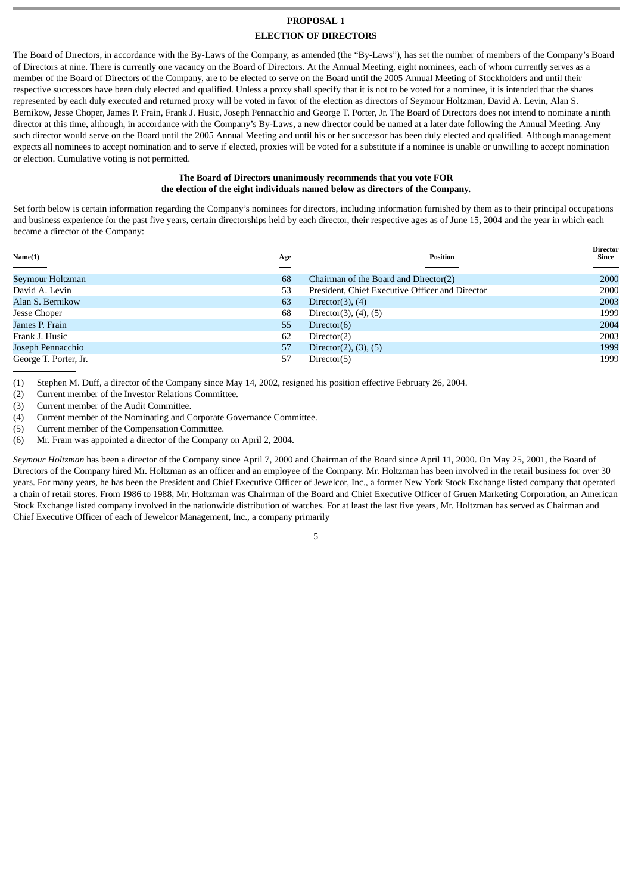## PROPOSAL 1

## ELECTION OF DIRECTORS

The Board of Directors, in accordance with the By-Laws of the Company, as amended (the "By-Laws"), has set the number of members of the Company's Board of Directors at nine. There is currently one vacancy on the Board of Directors. At the Annual Meeting, eight nominees, each of whom currently serves as a member of the Board of Directors of the Company, are to be elected to serve on the Board until the 2005 Annual Meeting of Stockholders and until their respective successors have been duly elected and qualified. Unless a proxy shall specify that it is not to be voted for a nominee, it is intended that the shares represented by each duly executed and returned proxy will be voted in favor of the election as directors of Seymour Holtzman, David A. Levin, Alan S. Bernikow, Jesse Choper, James P. Frain, Frank J. Husic, Joseph Pennacchio and George T. Porter, Jr. The Board of Directors does not intend to nominate a ninth director at this time, although, in accordance with the Company's By-Laws, a new director could be named at a later date following the Annual Meeting. Any such director would serve on the Board until the 2005 Annual Meeting and until his or her successor has been duly elected and qualified. Although management expects all nominees to accept nomination and to serve if elected, proxies will be voted for a substitute if a nominee is unable or unwilling to accept nomination or election. Cumulative voting is not permitted.

**The Board of Directors unanimously recommends that you vote FOR the election of the eight individuals named below as directors of the Company.**

Set forth below is certain information regarding the Company's nominees for directors, including information furnished by them as to their principal occupations and business experience for the past five years, certain directorships held by each director, their respective ages as of June 15, 2004 and the year in which each became a director of the Company:

| Name(1) | Age | Position | Director Since |
|---|---|---|---|
| Seymour Holtzman | 68 | Chairman of the Board and Director(2) | 2000 |
| David A. Levin | 53 | President, Chief Executive Officer and Director | 2000 |
| Alan S. Bernikow | 63 | Director(3), (4) | 2003 |
| Jesse Choper | 68 | Director(3), (4), (5) | 1999 |
| James P. Frain | 55 | Director(6) | 2004 |
| Frank J. Husic | 62 | Director(2) | 2003 |
| Joseph Pennacchio | 57 | Director(2), (3), (5) | 1999 |
| George T. Porter, Jr. | 57 | Director(5) | 1999 |

(1) Stephen M. Duff, a director of the Company since May 14, 2002, resigned his position effective February 26, 2004.

(2) Current member of the Investor Relations Committee.

(3) Current member of the Audit Committee.

(4) Current member of the Nominating and Corporate Governance Committee.

(5) Current member of the Compensation Committee.

(6) Mr. Frain was appointed a director of the Company on April 2, 2004.

*Seymour Holtzman* has been a director of the Company since April 7, 2000 and Chairman of the Board since April 11, 2000. On May 25, 2001, the Board of Directors of the Company hired Mr. Holtzman as an officer and an employee of the Company. Mr. Holtzman has been involved in the retail business for over 30 years. For many years, he has been the President and Chief Executive Officer of Jewelcor, Inc., a former New York Stock Exchange listed company that operated a chain of retail stores. From 1986 to 1988, Mr. Holtzman was Chairman of the Board and Chief Executive Officer of Gruen Marketing Corporation, an American Stock Exchange listed company involved in the nationwide distribution of watches. For at least the last five years, Mr. Holtzman has served as Chairman and Chief Executive Officer of each of Jewelcor Management, Inc., a company primarily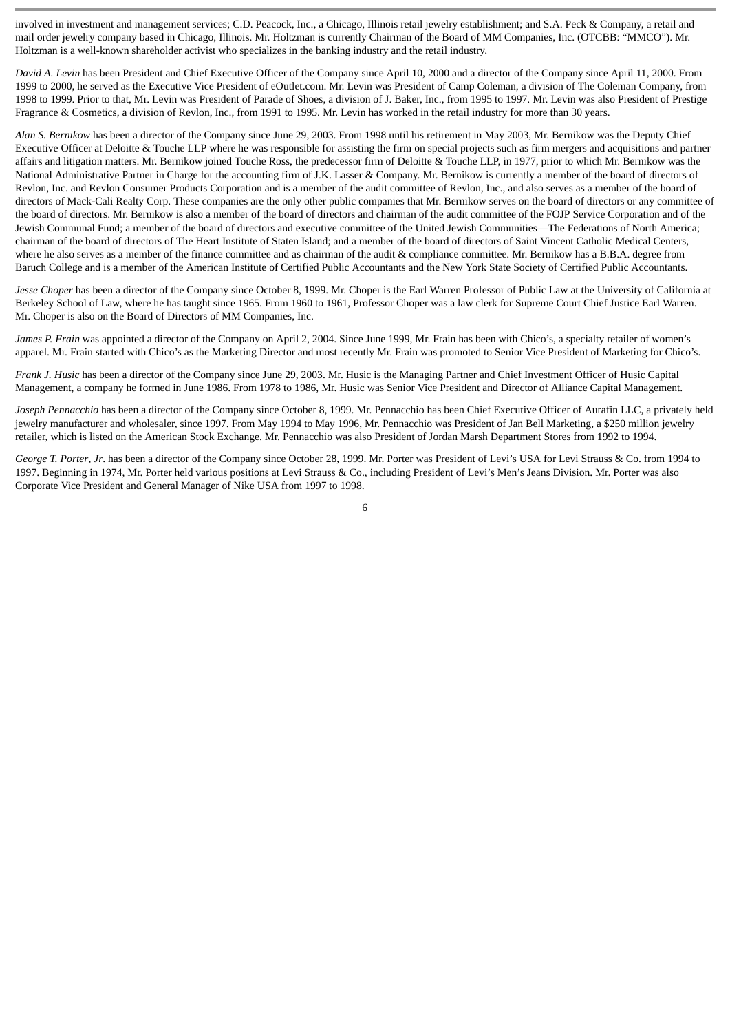involved in investment and management services; C.D. Peacock, Inc., a Chicago, Illinois retail jewelry establishment; and S.A. Peck & Company, a retail and mail order jewelry company based in Chicago, Illinois. Mr. Holtzman is currently Chairman of the Board of MM Companies, Inc. (OTCBB: "MMCO"). Mr. Holtzman is a well-known shareholder activist who specializes in the banking industry and the retail industry.

*David A. Levin* has been President and Chief Executive Officer of the Company since April 10, 2000 and a director of the Company since April 11, 2000. From 1999 to 2000, he served as the Executive Vice President of eOutlet.com. Mr. Levin was President of Camp Coleman, a division of The Coleman Company, from 1998 to 1999. Prior to that, Mr. Levin was President of Parade of Shoes, a division of J. Baker, Inc., from 1995 to 1997. Mr. Levin was also President of Prestige Fragrance & Cosmetics, a division of Revlon, Inc., from 1991 to 1995. Mr. Levin has worked in the retail industry for more than 30 years.

*Alan S. Bernikow* has been a director of the Company since June 29, 2003. From 1998 until his retirement in May 2003, Mr. Bernikow was the Deputy Chief Executive Officer at Deloitte & Touche LLP where he was responsible for assisting the firm on special projects such as firm mergers and acquisitions and partner affairs and litigation matters. Mr. Bernikow joined Touche Ross, the predecessor firm of Deloitte & Touche LLP, in 1977, prior to which Mr. Bernikow was the National Administrative Partner in Charge for the accounting firm of J.K. Lasser & Company. Mr. Bernikow is currently a member of the board of directors of Revlon, Inc. and Revlon Consumer Products Corporation and is a member of the audit committee of Revlon, Inc., and also serves as a member of the board of directors of Mack-Cali Realty Corp. These companies are the only other public companies that Mr. Bernikow serves on the board of directors or any committee of the board of directors. Mr. Bernikow is also a member of the board of directors and chairman of the audit committee of the FOJP Service Corporation and of the Jewish Communal Fund; a member of the board of directors and executive committee of the United Jewish Communities—The Federations of North America; chairman of the board of directors of The Heart Institute of Staten Island; and a member of the board of directors of Saint Vincent Catholic Medical Centers, where he also serves as a member of the finance committee and as chairman of the audit & compliance committee. Mr. Bernikow has a B.B.A. degree from Baruch College and is a member of the American Institute of Certified Public Accountants and the New York State Society of Certified Public Accountants.

*Jesse Choper* has been a director of the Company since October 8, 1999. Mr. Choper is the Earl Warren Professor of Public Law at the University of California at Berkeley School of Law, where he has taught since 1965. From 1960 to 1961, Professor Choper was a law clerk for Supreme Court Chief Justice Earl Warren. Mr. Choper is also on the Board of Directors of MM Companies, Inc.

*James P. Frain* was appointed a director of the Company on April 2, 2004. Since June 1999, Mr. Frain has been with Chico's, a specialty retailer of women's apparel. Mr. Frain started with Chico's as the Marketing Director and most recently Mr. Frain was promoted to Senior Vice President of Marketing for Chico's.

*Frank J. Husic* has been a director of the Company since June 29, 2003. Mr. Husic is the Managing Partner and Chief Investment Officer of Husic Capital Management, a company he formed in June 1986. From 1978 to 1986, Mr. Husic was Senior Vice President and Director of Alliance Capital Management.

*Joseph Pennacchio* has been a director of the Company since October 8, 1999. Mr. Pennacchio has been Chief Executive Officer of Aurafin LLC, a privately held jewelry manufacturer and wholesaler, since 1997. From May 1994 to May 1996, Mr. Pennacchio was President of Jan Bell Marketing, a $250 million jewelry retailer, which is listed on the American Stock Exchange. Mr. Pennacchio was also President of Jordan Marsh Department Stores from 1992 to 1994.

*George T. Porter, Jr*. has been a director of the Company since October 28, 1999. Mr. Porter was President of Levi's USA for Levi Strauss & Co. from 1994 to 1997. Beginning in 1974, Mr. Porter held various positions at Levi Strauss & Co., including President of Levi's Men's Jeans Division. Mr. Porter was also Corporate Vice President and General Manager of Nike USA from 1997 to 1998.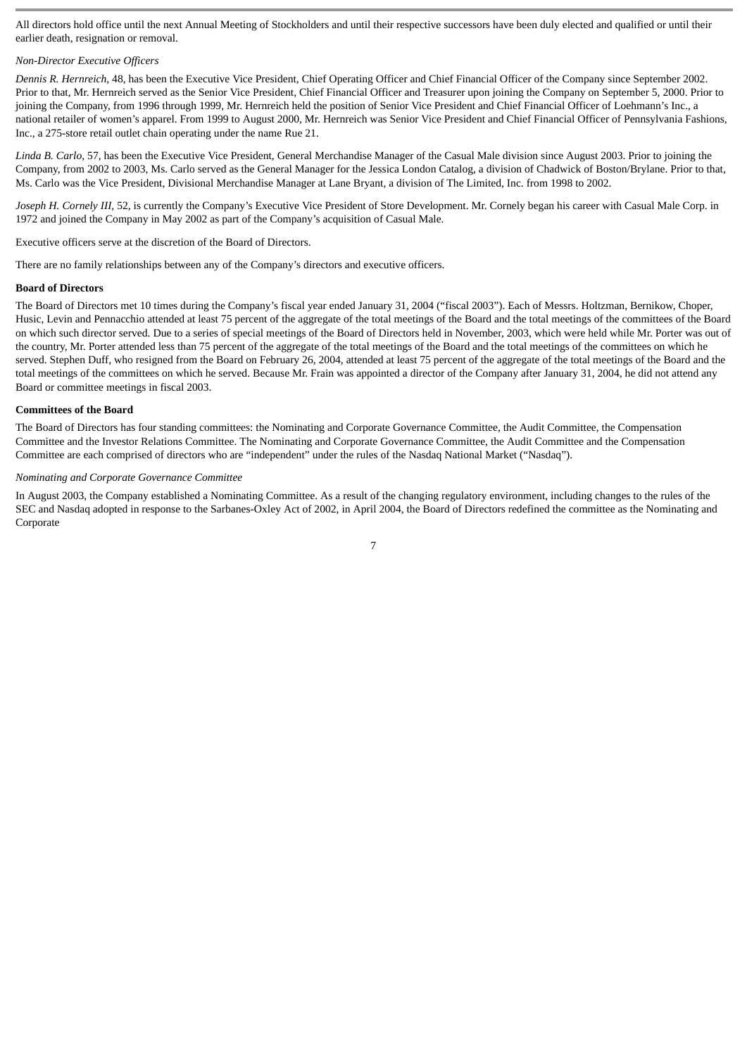All directors hold office until the next Annual Meeting of Stockholders and until their respective successors have been duly elected and qualified or until their earlier death, resignation or removal.

*Non-Director Executive Officers*

*Dennis R. Hernreich*, 48, has been the Executive Vice President, Chief Operating Officer and Chief Financial Officer of the Company since September 2002. Prior to that, Mr. Hernreich served as the Senior Vice President, Chief Financial Officer and Treasurer upon joining the Company on September 5, 2000. Prior to joining the Company, from 1996 through 1999, Mr. Hernreich held the position of Senior Vice President and Chief Financial Officer of Loehmann's Inc., a national retailer of women's apparel. From 1999 to August 2000, Mr. Hernreich was Senior Vice President and Chief Financial Officer of Pennsylvania Fashions, Inc., a 275-store retail outlet chain operating under the name Rue 21.

*Linda B. Carlo*, 57, has been the Executive Vice President, General Merchandise Manager of the Casual Male division since August 2003. Prior to joining the Company, from 2002 to 2003, Ms. Carlo served as the General Manager for the Jessica London Catalog, a division of Chadwick of Boston/Brylane. Prior to that, Ms. Carlo was the Vice President, Divisional Merchandise Manager at Lane Bryant, a division of The Limited, Inc. from 1998 to 2002.

*Joseph H. Cornely III*, 52, is currently the Company's Executive Vice President of Store Development. Mr. Cornely began his career with Casual Male Corp. in 1972 and joined the Company in May 2002 as part of the Company's acquisition of Casual Male.

Executive officers serve at the discretion of the Board of Directors.

There are no family relationships between any of the Company's directors and executive officers.

**Board of Directors**

The Board of Directors met 10 times during the Company's fiscal year ended January 31, 2004 ("fiscal 2003"). Each of Messrs. Holtzman, Bernikow, Choper, Husic, Levin and Pennacchio attended at least 75 percent of the aggregate of the total meetings of the Board and the total meetings of the committees of the Board on which such director served. Due to a series of special meetings of the Board of Directors held in November, 2003, which were held while Mr. Porter was out of the country, Mr. Porter attended less than 75 percent of the aggregate of the total meetings of the Board and the total meetings of the committees on which he served. Stephen Duff, who resigned from the Board on February 26, 2004, attended at least 75 percent of the aggregate of the total meetings of the Board and the total meetings of the committees on which he served. Because Mr. Frain was appointed a director of the Company after January 31, 2004, he did not attend any Board or committee meetings in fiscal 2003.

**Committees of the Board**

The Board of Directors has four standing committees: the Nominating and Corporate Governance Committee, the Audit Committee, the Compensation Committee and the Investor Relations Committee. The Nominating and Corporate Governance Committee, the Audit Committee and the Compensation Committee are each comprised of directors who are "independent" under the rules of the Nasdaq National Market ("Nasdaq").

*Nominating and Corporate Governance Committee*

In August 2003, the Company established a Nominating Committee. As a result of the changing regulatory environment, including changes to the rules of the SEC and Nasdaq adopted in response to the Sarbanes-Oxley Act of 2002, in April 2004, the Board of Directors redefined the committee as the Nominating and Corporate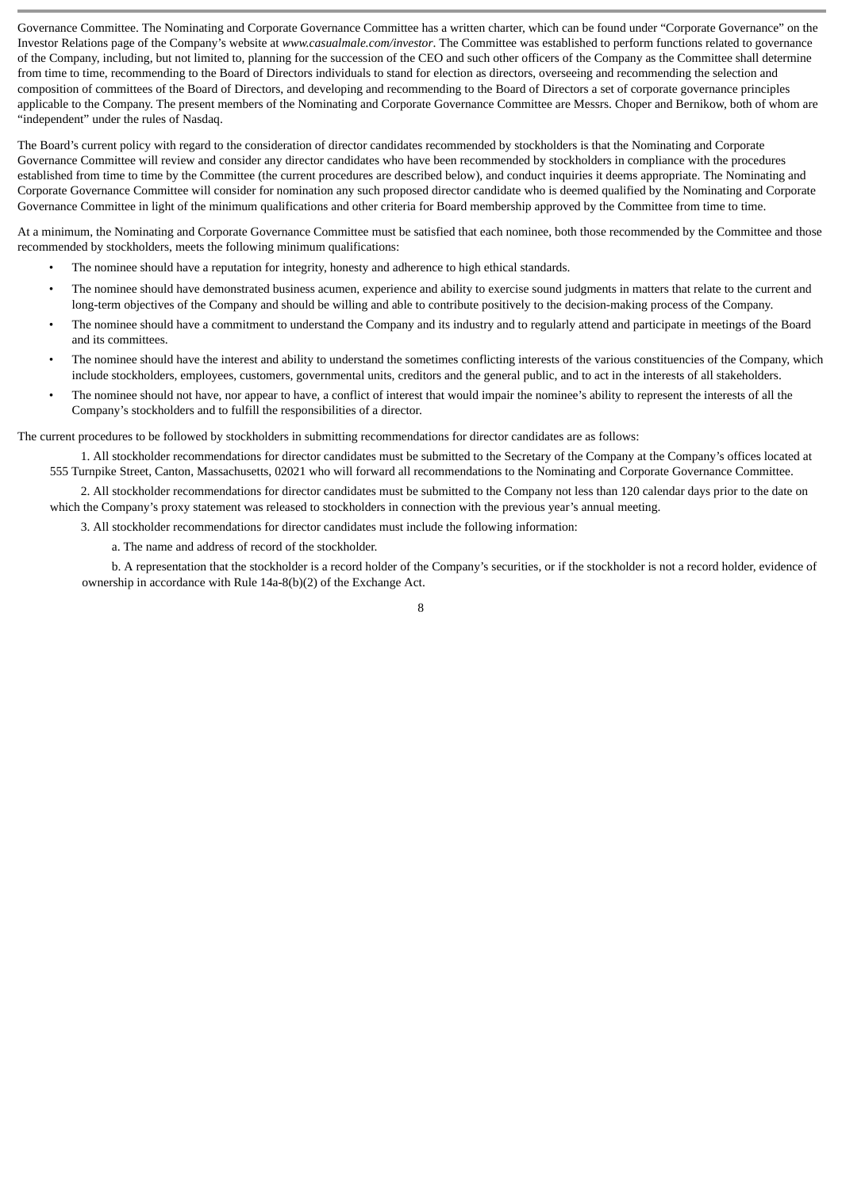Governance Committee. The Nominating and Corporate Governance Committee has a written charter, which can be found under "Corporate Governance" on the Investor Relations page of the Company's website at *www.casualmale.com/investor*. The Committee was established to perform functions related to governance of the Company, including, but not limited to, planning for the succession of the CEO and such other officers of the Company as the Committee shall determine from time to time, recommending to the Board of Directors individuals to stand for election as directors, overseeing and recommending the selection and composition of committees of the Board of Directors, and developing and recommending to the Board of Directors a set of corporate governance principles applicable to the Company. The present members of the Nominating and Corporate Governance Committee are Messrs. Choper and Bernikow, both of whom are "independent" under the rules of Nasdaq.

The Board's current policy with regard to the consideration of director candidates recommended by stockholders is that the Nominating and Corporate Governance Committee will review and consider any director candidates who have been recommended by stockholders in compliance with the procedures established from time to time by the Committee (the current procedures are described below), and conduct inquiries it deems appropriate. The Nominating and Corporate Governance Committee will consider for nomination any such proposed director candidate who is deemed qualified by the Nominating and Corporate Governance Committee in light of the minimum qualifications and other criteria for Board membership approved by the Committee from time to time.

At a minimum, the Nominating and Corporate Governance Committee must be satisfied that each nominee, both those recommended by the Committee and those recommended by stockholders, meets the following minimum qualifications:

- The nominee should have a reputation for integrity, honesty and adherence to high ethical standards.
- The nominee should have demonstrated business acumen, experience and ability to exercise sound judgments in matters that relate to the current and long-term objectives of the Company and should be willing and able to contribute positively to the decision-making process of the Company.
- The nominee should have a commitment to understand the Company and its industry and to regularly attend and participate in meetings of the Board and its committees.
- The nominee should have the interest and ability to understand the sometimes conflicting interests of the various constituencies of the Company, which include stockholders, employees, customers, governmental units, creditors and the general public, and to act in the interests of all stakeholders.
- The nominee should not have, nor appear to have, a conflict of interest that would impair the nominee's ability to represent the interests of all the Company's stockholders and to fulfill the responsibilities of a director.

The current procedures to be followed by stockholders in submitting recommendations for director candidates are as follows:

1. All stockholder recommendations for director candidates must be submitted to the Secretary of the Company at the Company's offices located at 555 Turnpike Street, Canton, Massachusetts, 02021 who will forward all recommendations to the Nominating and Corporate Governance Committee.

2. All stockholder recommendations for director candidates must be submitted to the Company not less than 120 calendar days prior to the date on which the Company's proxy statement was released to stockholders in connection with the previous year's annual meeting.

3. All stockholder recommendations for director candidates must include the following information:

   a. The name and address of record of the stockholder.

   b. A representation that the stockholder is a record holder of the Company's securities, or if the stockholder is not a record holder, evidence of ownership in accordance with Rule 14a-8(b)(2) of the Exchange Act.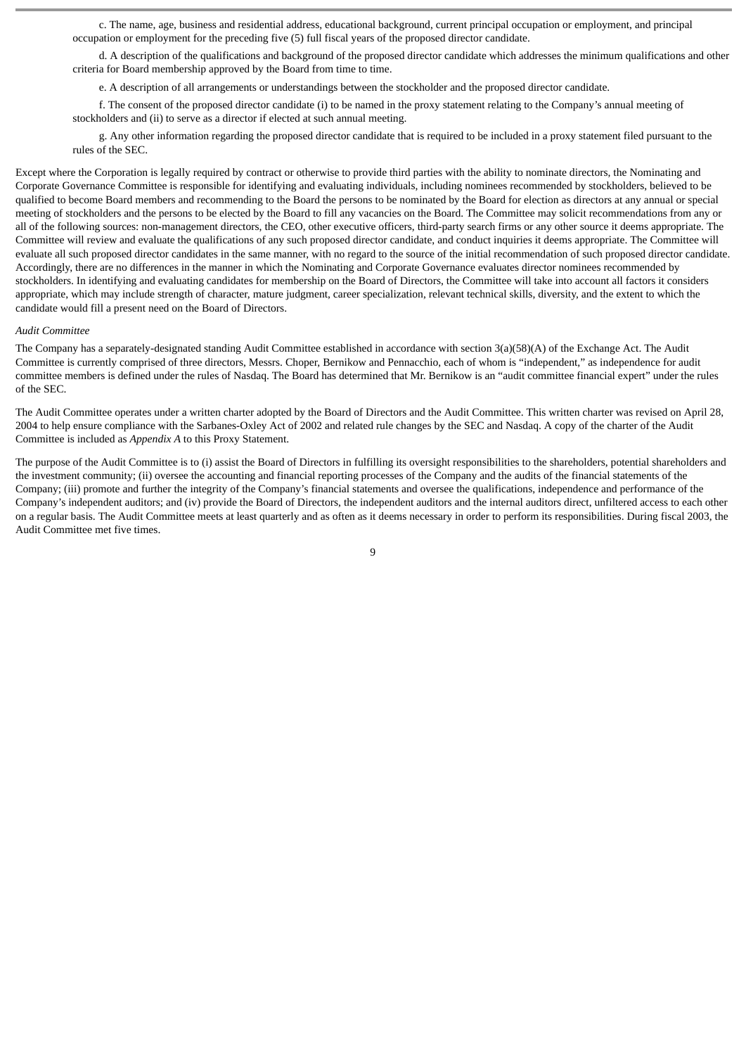c. The name, age, business and residential address, educational background, current principal occupation or employment, and principal occupation or employment for the preceding five (5) full fiscal years of the proposed director candidate.

d. A description of the qualifications and background of the proposed director candidate which addresses the minimum qualifications and other criteria for Board membership approved by the Board from time to time.

e. A description of all arrangements or understandings between the stockholder and the proposed director candidate.

f. The consent of the proposed director candidate (i) to be named in the proxy statement relating to the Company's annual meeting of stockholders and (ii) to serve as a director if elected at such annual meeting.

g. Any other information regarding the proposed director candidate that is required to be included in a proxy statement filed pursuant to the rules of the SEC.

Except where the Corporation is legally required by contract or otherwise to provide third parties with the ability to nominate directors, the Nominating and Corporate Governance Committee is responsible for identifying and evaluating individuals, including nominees recommended by stockholders, believed to be qualified to become Board members and recommending to the Board the persons to be nominated by the Board for election as directors at any annual or special meeting of stockholders and the persons to be elected by the Board to fill any vacancies on the Board. The Committee may solicit recommendations from any or all of the following sources: non-management directors, the CEO, other executive officers, third-party search firms or any other source it deems appropriate. The Committee will review and evaluate the qualifications of any such proposed director candidate, and conduct inquiries it deems appropriate. The Committee will evaluate all such proposed director candidates in the same manner, with no regard to the source of the initial recommendation of such proposed director candidate. Accordingly, there are no differences in the manner in which the Nominating and Corporate Governance evaluates director nominees recommended by stockholders. In identifying and evaluating candidates for membership on the Board of Directors, the Committee will take into account all factors it considers appropriate, which may include strength of character, mature judgment, career specialization, relevant technical skills, diversity, and the extent to which the candidate would fill a present need on the Board of Directors.

*Audit Committee*

The Company has a separately-designated standing Audit Committee established in accordance with section 3(a)(58)(A) of the Exchange Act. The Audit Committee is currently comprised of three directors, Messrs. Choper, Bernikow and Pennacchio, each of whom is "independent," as independence for audit committee members is defined under the rules of Nasdaq. The Board has determined that Mr. Bernikow is an "audit committee financial expert" under the rules of the SEC.

The Audit Committee operates under a written charter adopted by the Board of Directors and the Audit Committee. This written charter was revised on April 28, 2004 to help ensure compliance with the Sarbanes-Oxley Act of 2002 and related rule changes by the SEC and Nasdaq. A copy of the charter of the Audit Committee is included as *Appendix A* to this Proxy Statement.

The purpose of the Audit Committee is to (i) assist the Board of Directors in fulfilling its oversight responsibilities to the shareholders, potential shareholders and the investment community; (ii) oversee the accounting and financial reporting processes of the Company and the audits of the financial statements of the Company; (iii) promote and further the integrity of the Company's financial statements and oversee the qualifications, independence and performance of the Company's independent auditors; and (iv) provide the Board of Directors, the independent auditors and the internal auditors direct, unfiltered access to each other on a regular basis. The Audit Committee meets at least quarterly and as often as it deems necessary in order to perform its responsibilities. During fiscal 2003, the Audit Committee met five times.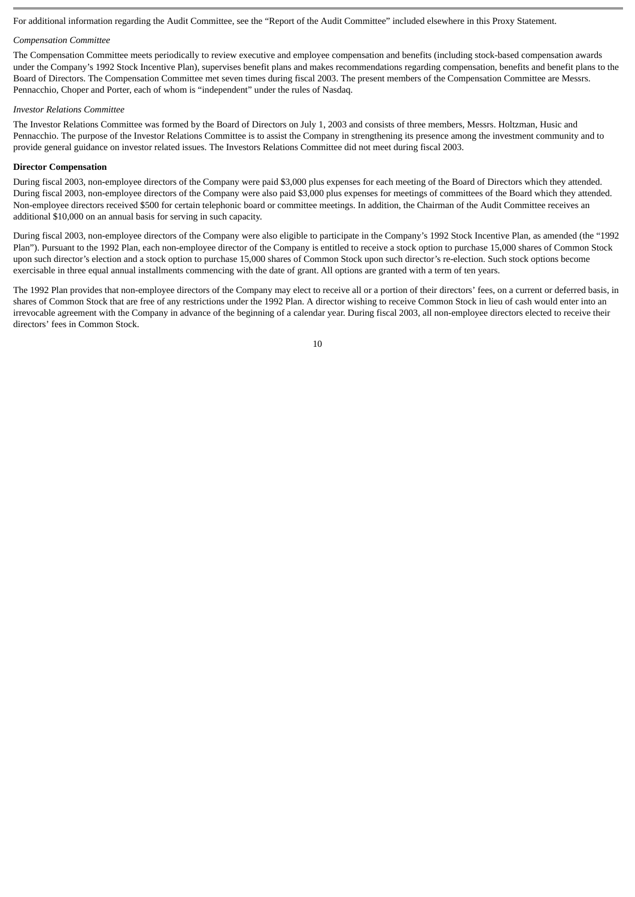For additional information regarding the Audit Committee, see the "Report of the Audit Committee" included elsewhere in this Proxy Statement.

*Compensation Committee*

The Compensation Committee meets periodically to review executive and employee compensation and benefits (including stock-based compensation awards under the Company's 1992 Stock Incentive Plan), supervises benefit plans and makes recommendations regarding compensation, benefits and benefit plans to the Board of Directors. The Compensation Committee met seven times during fiscal 2003. The present members of the Compensation Committee are Messrs. Pennacchio, Choper and Porter, each of whom is "independent" under the rules of Nasdaq.

*Investor Relations Committee*

The Investor Relations Committee was formed by the Board of Directors on July 1, 2003 and consists of three members, Messrs. Holtzman, Husic and Pennacchio. The purpose of the Investor Relations Committee is to assist the Company in strengthening its presence among the investment community and to provide general guidance on investor related issues. The Investors Relations Committee did not meet during fiscal 2003.

**Director Compensation**

During fiscal 2003, non-employee directors of the Company were paid $3,000 plus expenses for each meeting of the Board of Directors which they attended. During fiscal 2003, non-employee directors of the Company were also paid $3,000 plus expenses for meetings of committees of the Board which they attended. Non-employee directors received $500 for certain telephonic board or committee meetings. In addition, the Chairman of the Audit Committee receives an additional $10,000 on an annual basis for serving in such capacity.

During fiscal 2003, non-employee directors of the Company were also eligible to participate in the Company's 1992 Stock Incentive Plan, as amended (the "1992 Plan"). Pursuant to the 1992 Plan, each non-employee director of the Company is entitled to receive a stock option to purchase 15,000 shares of Common Stock upon such director's election and a stock option to purchase 15,000 shares of Common Stock upon such director's re-election. Such stock options become exercisable in three equal annual installments commencing with the date of grant. All options are granted with a term of ten years.

The 1992 Plan provides that non-employee directors of the Company may elect to receive all or a portion of their directors' fees, on a current or deferred basis, in shares of Common Stock that are free of any restrictions under the 1992 Plan. A director wishing to receive Common Stock in lieu of cash would enter into an irrevocable agreement with the Company in advance of the beginning of a calendar year. During fiscal 2003, all non-employee directors elected to receive their directors' fees in Common Stock.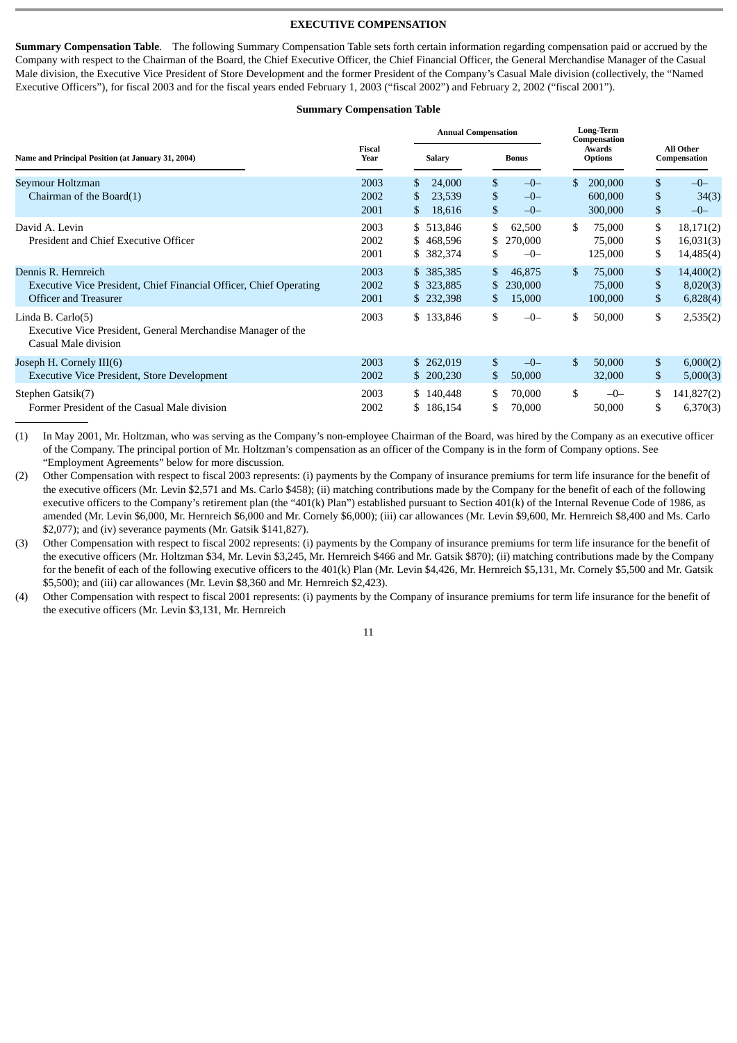## EXECUTIVE COMPENSATION

**Summary Compensation Table**. The following Summary Compensation Table sets forth certain information regarding compensation paid or accrued by the Company with respect to the Chairman of the Board, the Chief Executive Officer, the Chief Financial Officer, the General Merchandise Manager of the Casual Male division, the Executive Vice President of Store Development and the former President of the Company's Casual Male division (collectively, the "Named Executive Officers"), for fiscal 2003 and for the fiscal years ended February 1, 2003 ("fiscal 2002") and February 2, 2002 ("fiscal 2001").

**Summary Compensation Table**

| Name and Principal Position (at January 31, 2004) | Fiscal Year | Annual Compensation | | Long-Term Compensation Awards | All Other Compensation |
|---|---|---|---|---|---|
| | | Salary | Bonus | Options | |
| Seymour Holtzman<br>Chairman of the Board(1) | 2003 | $ 24,000 | $ –0– | $ 200,000 | $ –0– |
| | 2002 | $ 23,539 | $ –0– | 600,000 | $ 34(3) |
| | 2001 | $ 18,616 | $ –0– | 300,000 | $ –0– |
| David A. Levin<br>President and Chief Executive Officer | 2003 | $ 513,846 | $ 62,500 | $ 75,000 | $ 18,171(2) |
| | 2002 | $ 468,596 | $ 270,000 | 75,000 | $ 16,031(3) |
| | 2001 | $ 382,374 | $ –0– | 125,000 | $ 14,485(4) |
| Dennis R. Hernreich<br>Executive Vice President, Chief Financial Officer, Chief Operating Officer and Treasurer | 2003 | $ 385,385 | $ 46,875 | $ 75,000 | $ 14,400(2) |
| | 2002 | $ 323,885 | $ 230,000 | 75,000 | $ 8,020(3) |
| | 2001 | $ 232,398 | $ 15,000 | 100,000 | $ 6,828(4) |
| Linda B. Carlo(5)<br>Executive Vice President, General Merchandise Manager of the Casual Male division | 2003 | $ 133,846 | $ –0– | $ 50,000 | $ 2,535(2) |
| Joseph H. Cornely III(6)<br>Executive Vice President, Store Development | 2003 | $ 262,019 | $ –0– | $ 50,000 | $ 6,000(2) |
| | 2002 | $ 200,230 | $ 50,000 | 32,000 | $ 5,000(3) |
| Stephen Gatsik(7)<br>Former President of the Casual Male division | 2003 | $ 140,448 | $ 70,000 | $ –0– | $ 141,827(2) |
| | 2002 | $ 186,154 | $ 70,000 | 50,000 | $ 6,370(3) |

(1) In May 2001, Mr. Holtzman, who was serving as the Company's non-employee Chairman of the Board, was hired by the Company as an executive officer of the Company. The principal portion of Mr. Holtzman's compensation as an officer of the Company is in the form of Company options. See "Employment Agreements" below for more discussion.

(2) Other Compensation with respect to fiscal 2003 represents: (i) payments by the Company of insurance premiums for term life insurance for the benefit of the executive officers (Mr. Levin $2,571 and Ms. Carlo $458); (ii) matching contributions made by the Company for the benefit of each of the following executive officers to the Company's retirement plan (the "401(k) Plan") established pursuant to Section 401(k) of the Internal Revenue Code of 1986, as amended (Mr. Levin $6,000, Mr. Hernreich $6,000 and Mr. Cornely $6,000); (iii) car allowances (Mr. Levin $9,600, Mr. Hernreich $8,400 and Ms. Carlo $2,077); and (iv) severance payments (Mr. Gatsik $141,827).

(3) Other Compensation with respect to fiscal 2002 represents: (i) payments by the Company of insurance premiums for term life insurance for the benefit of the executive officers (Mr. Holtzman $34, Mr. Levin $3,245, Mr. Hernreich $466 and Mr. Gatsik $870); (ii) matching contributions made by the Company for the benefit of each of the following executive officers to the 401(k) Plan (Mr. Levin $4,426, Mr. Hernreich $5,131, Mr. Cornely $5,500 and Mr. Gatsik $5,500); and (iii) car allowances (Mr. Levin $8,360 and Mr. Hernreich $2,423).

(4) Other Compensation with respect to fiscal 2001 represents: (i) payments by the Company of insurance premiums for term life insurance for the benefit of the executive officers (Mr. Levin $3,131, Mr. Hernreich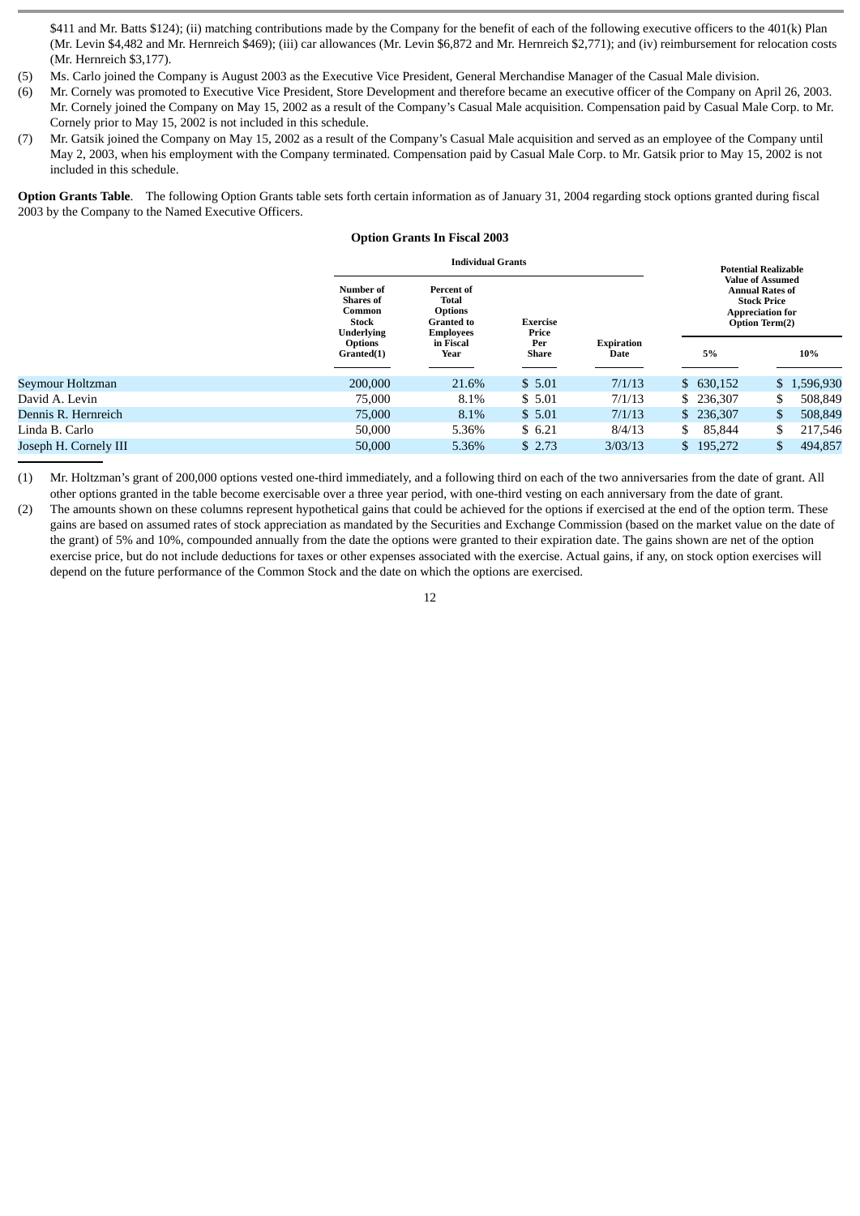$411 and Mr. Batts $124); (ii) matching contributions made by the Company for the benefit of each of the following executive officers to the 401(k) Plan (Mr. Levin $4,482 and Mr. Hernreich $469); (iii) car allowances (Mr. Levin $6,872 and Mr. Hernreich $2,771); and (iv) reimbursement for relocation costs (Mr. Hernreich $3,177).

(5) Ms. Carlo joined the Company is August 2003 as the Executive Vice President, General Merchandise Manager of the Casual Male division.

(6) Mr. Cornely was promoted to Executive Vice President, Store Development and therefore became an executive officer of the Company on April 26, 2003. Mr. Cornely joined the Company on May 15, 2002 as a result of the Company's Casual Male acquisition. Compensation paid by Casual Male Corp. to Mr. Cornely prior to May 15, 2002 is not included in this schedule.

(7) Mr. Gatsik joined the Company on May 15, 2002 as a result of the Company's Casual Male acquisition and served as an employee of the Company until May 2, 2003, when his employment with the Company terminated. Compensation paid by Casual Male Corp. to Mr. Gatsik prior to May 15, 2002 is not included in this schedule.

**Option Grants Table**. The following Option Grants table sets forth certain information as of January 31, 2004 regarding stock options granted during fiscal 2003 by the Company to the Named Executive Officers.

**Option Grants In Fiscal 2003**

| | Individual Grants | | | | Potential Realizable Value of Assumed Annual Rates of Stock Price Appreciation for Option Term(2) | |
|---|---|---|---|---|---|---|
| | Number of Shares of Common Stock Underlying Options Granted(1) | Percent of Total Options Granted to Employees in Fiscal Year | Exercise Price Per Share | Expiration Date | 5% | 10% |
| Seymour Holtzman | 200,000 | 21.6% | $ 5.01 | 7/1/13 | $ 630,152 | $ 1,596,930 |
| David A. Levin | 75,000 | 8.1% | $ 5.01 | 7/1/13 | $ 236,307 | $ 508,849 |
| Dennis R. Hernreich | 75,000 | 8.1% | $ 5.01 | 7/1/13 | $ 236,307 | $ 508,849 |
| Linda B. Carlo | 50,000 | 5.36% | $ 6.21 | 8/4/13 | $ 85,844 | $ 217,546 |
| Joseph H. Cornely III | 50,000 | 5.36% | $ 2.73 | 3/03/13 | $ 195,272 | $ 494,857 |

(1) Mr. Holtzman's grant of 200,000 options vested one-third immediately, and a following third on each of the two anniversaries from the date of grant. All other options granted in the table become exercisable over a three year period, with one-third vesting on each anniversary from the date of grant.

(2) The amounts shown on these columns represent hypothetical gains that could be achieved for the options if exercised at the end of the option term. These gains are based on assumed rates of stock appreciation as mandated by the Securities and Exchange Commission (based on the market value on the date of the grant) of 5% and 10%, compounded annually from the date the options were granted to their expiration date. The gains shown are net of the option exercise price, but do not include deductions for taxes or other expenses associated with the exercise. Actual gains, if any, on stock option exercises will depend on the future performance of the Common Stock and the date on which the options are exercised.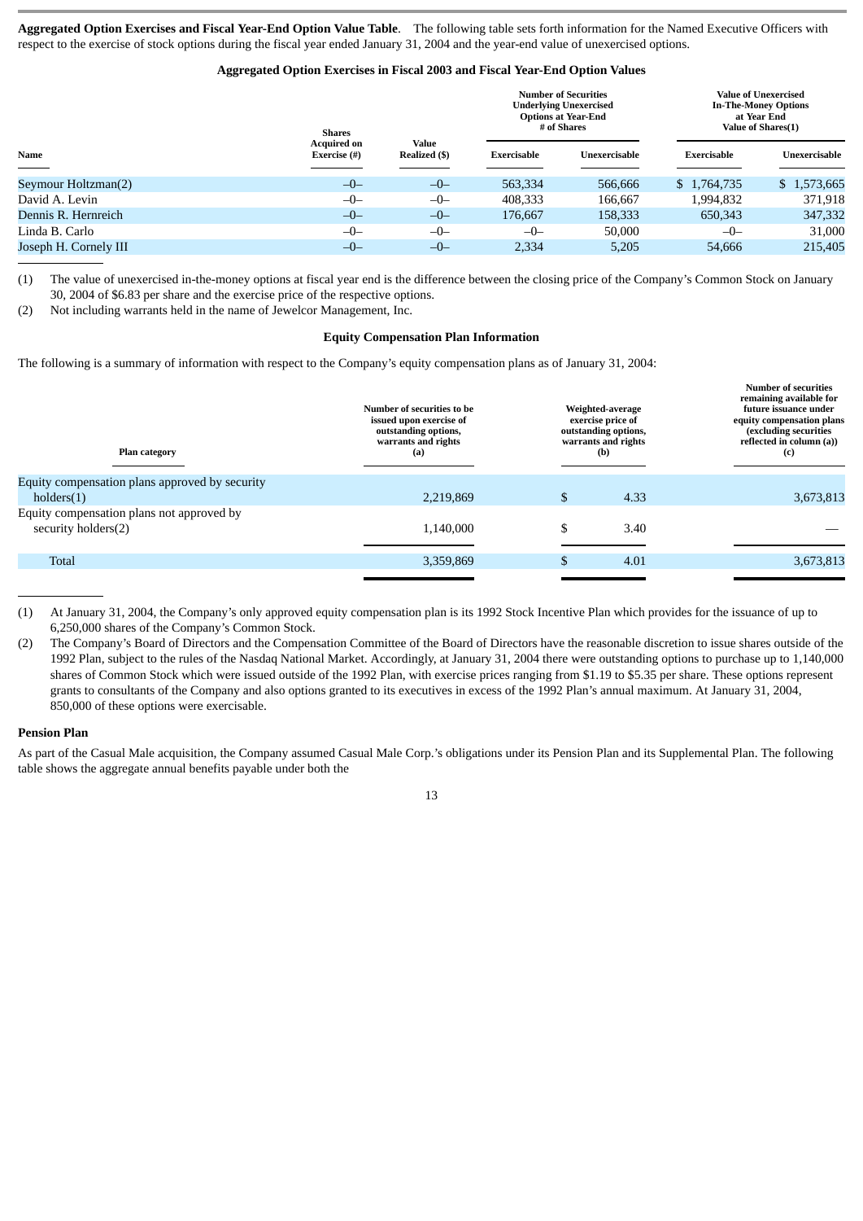**Aggregated Option Exercises and Fiscal Year-End Option Value Table**. The following table sets forth information for the Named Executive Officers with respect to the exercise of stock options during the fiscal year ended January 31, 2004 and the year-end value of unexercised options.

**Aggregated Option Exercises in Fiscal 2003 and Fiscal Year-End Option Values**

| Name | Shares Acquired on Exercise (#) | Value Realized ($) | Number of Securities Underlying Unexercised Options at Year-End # of Shares | | Value of Unexercised In-The-Money Options at Year End Value of Shares(1) | |
|---|---|---|---|---|---|---|
| | | | Exercisable | Unexercisable | Exercisable | Unexercisable |
| Seymour Holtzman(2) | –0– | –0– | 563,334 | 566,666 | $ 1,764,735 | $ 1,573,665 |
| David A. Levin | –0– | –0– | 408,333 | 166,667 | 1,994,832 | 371,918 |
| Dennis R. Hernreich | –0– | –0– | 176,667 | 158,333 | 650,343 | 347,332 |
| Linda B. Carlo | –0– | –0– | –0– | 50,000 | –0– | 31,000 |
| Joseph H. Cornely III | –0– | –0– | 2,334 | 5,205 | 54,666 | 215,405 |

(1) The value of unexercised in-the-money options at fiscal year end is the difference between the closing price of the Company's Common Stock on January 30, 2004 of $6.83 per share and the exercise price of the respective options.

(2) Not including warrants held in the name of Jewelcor Management, Inc.

**Equity Compensation Plan Information**

The following is a summary of information with respect to the Company's equity compensation plans as of January 31, 2004:

| Plan category | Number of securities to be issued upon exercise of outstanding options, warrants and rights (a) | Weighted-average exercise price of outstanding options, warrants and rights (b) | Number of securities remaining available for future issuance under equity compensation plans (excluding securities reflected in column (a)) (c) |
|---|---|---|---|
| Equity compensation plans approved by security holders(1) | 2,219,869 | $ 4.33 | 3,673,813 |
| Equity compensation plans not approved by security holders(2) | 1,140,000 | $ 3.40 | — |
| Total | 3,359,869 | $ 4.01 | 3,673,813 |

(1) At January 31, 2004, the Company's only approved equity compensation plan is its 1992 Stock Incentive Plan which provides for the issuance of up to 6,250,000 shares of the Company's Common Stock.

(2) The Company's Board of Directors and the Compensation Committee of the Board of Directors have the reasonable discretion to issue shares outside of the 1992 Plan, subject to the rules of the Nasdaq National Market. Accordingly, at January 31, 2004 there were outstanding options to purchase up to 1,140,000 shares of Common Stock which were issued outside of the 1992 Plan, with exercise prices ranging from $1.19 to $5.35 per share. These options represent grants to consultants of the Company and also options granted to its executives in excess of the 1992 Plan's annual maximum. At January 31, 2004, 850,000 of these options were exercisable.

**Pension Plan**

As part of the Casual Male acquisition, the Company assumed Casual Male Corp.'s obligations under its Pension Plan and its Supplemental Plan. The following table shows the aggregate annual benefits payable under both the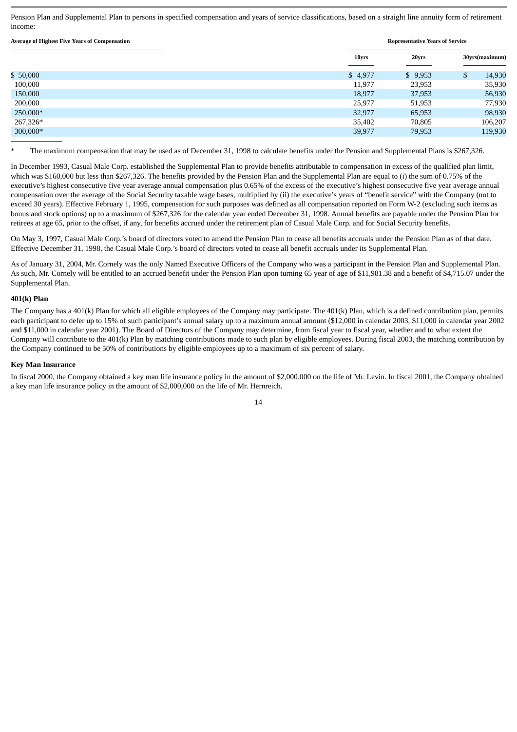Pension Plan and Supplemental Plan to persons in specified compensation and years of service classifications, based on a straight line annuity form of retirement income:

| Average of Highest Five Years of Compensation | Representative Years of Service | | |
|---|---|---|---|
| | 10yrs | 20yrs | 30yrs(maximum) |
| $ 50,000 | $ 4,977 | $ 9,953 | $ 14,930 |
| 100,000 | 11,977 | 23,953 | 35,930 |
| 150,000 | 18,977 | 37,953 | 56,930 |
| 200,000 | 25,977 | 51,953 | 77,930 |
| 250,000* | 32,977 | 65,953 | 98,930 |
| 267,326* | 35,402 | 70,805 | 106,207 |
| 300,000* | 39,977 | 79,953 | 119,930 |

\* The maximum compensation that may be used as of December 31, 1998 to calculate benefits under the Pension and Supplemental Plans is $267,326.

In December 1993, Casual Male Corp. established the Supplemental Plan to provide benefits attributable to compensation in excess of the qualified plan limit, which was $160,000 but less than $267,326. The benefits provided by the Pension Plan and the Supplemental Plan are equal to (i) the sum of 0.75% of the executive's highest consecutive five year average annual compensation plus 0.65% of the excess of the executive's highest consecutive five year average annual compensation over the average of the Social Security taxable wage bases, multiplied by (ii) the executive's years of "benefit service" with the Company (not to exceed 30 years). Effective February 1, 1995, compensation for such purposes was defined as all compensation reported on Form W-2 (excluding such items as bonus and stock options) up to a maximum of $267,326 for the calendar year ended December 31, 1998. Annual benefits are payable under the Pension Plan for retirees at age 65, prior to the offset, if any, for benefits accrued under the retirement plan of Casual Male Corp. and for Social Security benefits.

On May 3, 1997, Casual Male Corp.'s board of directors voted to amend the Pension Plan to cease all benefits accruals under the Pension Plan as of that date. Effective December 31, 1998, the Casual Male Corp.'s board of directors voted to cease all benefit accruals under its Supplemental Plan.

As of January 31, 2004, Mr. Cornely was the only Named Executive Officers of the Company who was a participant in the Pension Plan and Supplemental Plan. As such, Mr. Cornely will be entitled to an accrued benefit under the Pension Plan upon turning 65 year of age of $11,981.38 and a benefit of $4,715.07 under the Supplemental Plan.

**401(k) Plan**

The Company has a 401(k) Plan for which all eligible employees of the Company may participate. The 401(k) Plan, which is a defined contribution plan, permits each participant to defer up to 15% of such participant's annual salary up to a maximum annual amount ($12,000 in calendar 2003, $11,000 in calendar year 2002 and $11,000 in calendar year 2001). The Board of Directors of the Company may determine, from fiscal year to fiscal year, whether and to what extent the Company will contribute to the 401(k) Plan by matching contributions made to such plan by eligible employees. During fiscal 2003, the matching contribution by the Company continued to be 50% of contributions by eligible employees up to a maximum of six percent of salary.

**Key Man Insurance**

In fiscal 2000, the Company obtained a key man life insurance policy in the amount of $2,000,000 on the life of Mr. Levin. In fiscal 2001, the Company obtained a key man life insurance policy in the amount of $2,000,000 on the life of Mr. Hernreich.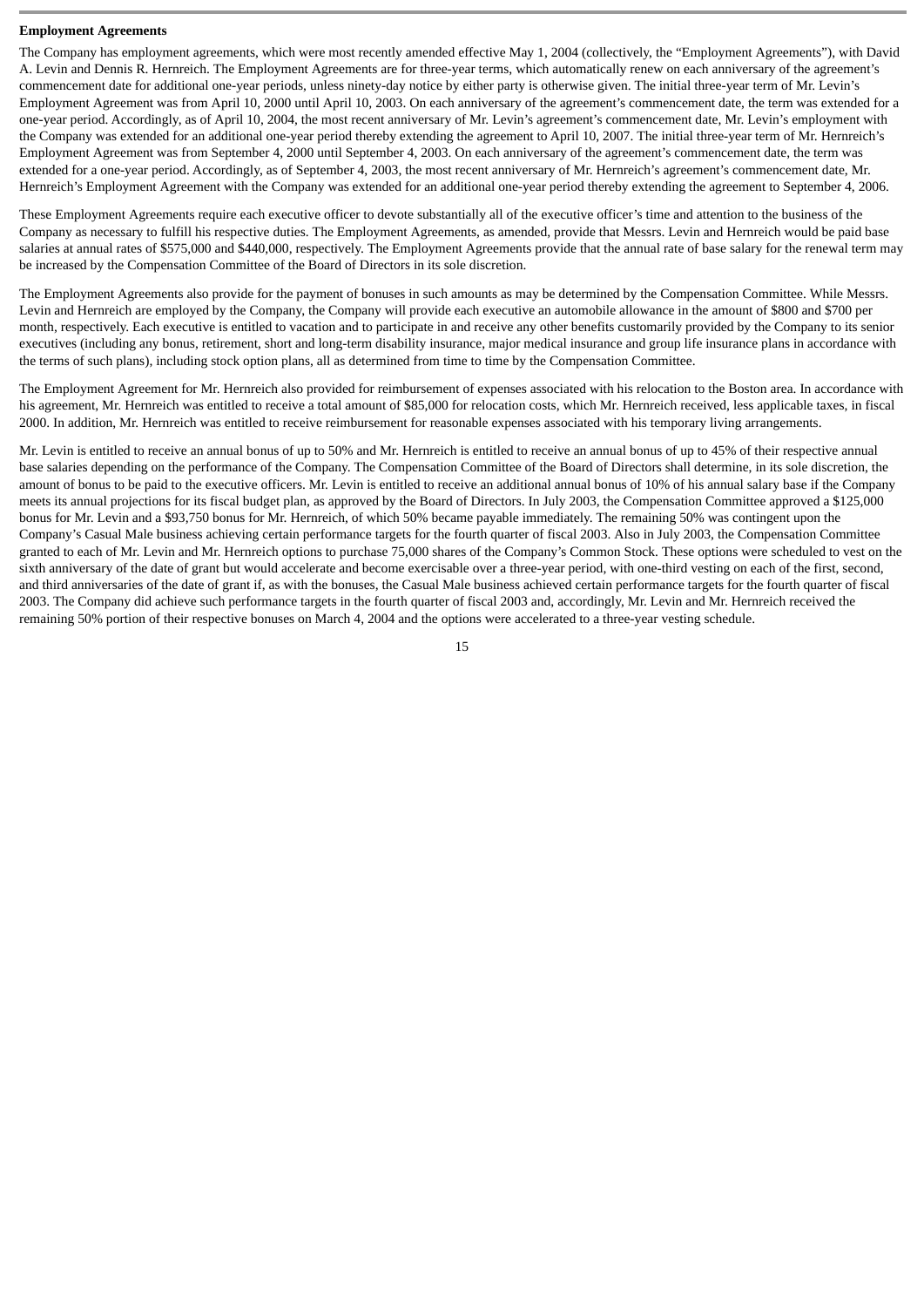**Employment Agreements**

The Company has employment agreements, which were most recently amended effective May 1, 2004 (collectively, the "Employment Agreements"), with David A. Levin and Dennis R. Hernreich. The Employment Agreements are for three-year terms, which automatically renew on each anniversary of the agreement's commencement date for additional one-year periods, unless ninety-day notice by either party is otherwise given. The initial three-year term of Mr. Levin's Employment Agreement was from April 10, 2000 until April 10, 2003. On each anniversary of the agreement's commencement date, the term was extended for a one-year period. Accordingly, as of April 10, 2004, the most recent anniversary of Mr. Levin's agreement's commencement date, Mr. Levin's employment with the Company was extended for an additional one-year period thereby extending the agreement to April 10, 2007. The initial three-year term of Mr. Hernreich's Employment Agreement was from September 4, 2000 until September 4, 2003. On each anniversary of the agreement's commencement date, the term was extended for a one-year period. Accordingly, as of September 4, 2003, the most recent anniversary of Mr. Hernreich's agreement's commencement date, Mr. Hernreich's Employment Agreement with the Company was extended for an additional one-year period thereby extending the agreement to September 4, 2006.

These Employment Agreements require each executive officer to devote substantially all of the executive officer's time and attention to the business of the Company as necessary to fulfill his respective duties. The Employment Agreements, as amended, provide that Messrs. Levin and Hernreich would be paid base salaries at annual rates of $575,000 and $440,000, respectively. The Employment Agreements provide that the annual rate of base salary for the renewal term may be increased by the Compensation Committee of the Board of Directors in its sole discretion.

The Employment Agreements also provide for the payment of bonuses in such amounts as may be determined by the Compensation Committee. While Messrs. Levin and Hernreich are employed by the Company, the Company will provide each executive an automobile allowance in the amount of $800 and $700 per month, respectively. Each executive is entitled to vacation and to participate in and receive any other benefits customarily provided by the Company to its senior executives (including any bonus, retirement, short and long-term disability insurance, major medical insurance and group life insurance plans in accordance with the terms of such plans), including stock option plans, all as determined from time to time by the Compensation Committee.

The Employment Agreement for Mr. Hernreich also provided for reimbursement of expenses associated with his relocation to the Boston area. In accordance with his agreement, Mr. Hernreich was entitled to receive a total amount of $85,000 for relocation costs, which Mr. Hernreich received, less applicable taxes, in fiscal 2000. In addition, Mr. Hernreich was entitled to receive reimbursement for reasonable expenses associated with his temporary living arrangements.

Mr. Levin is entitled to receive an annual bonus of up to 50% and Mr. Hernreich is entitled to receive an annual bonus of up to 45% of their respective annual base salaries depending on the performance of the Company. The Compensation Committee of the Board of Directors shall determine, in its sole discretion, the amount of bonus to be paid to the executive officers. Mr. Levin is entitled to receive an additional annual bonus of 10% of his annual salary base if the Company meets its annual projections for its fiscal budget plan, as approved by the Board of Directors. In July 2003, the Compensation Committee approved a $125,000 bonus for Mr. Levin and a $93,750 bonus for Mr. Hernreich, of which 50% became payable immediately. The remaining 50% was contingent upon the Company's Casual Male business achieving certain performance targets for the fourth quarter of fiscal 2003. Also in July 2003, the Compensation Committee granted to each of Mr. Levin and Mr. Hernreich options to purchase 75,000 shares of the Company's Common Stock. These options were scheduled to vest on the sixth anniversary of the date of grant but would accelerate and become exercisable over a three-year period, with one-third vesting on each of the first, second, and third anniversaries of the date of grant if, as with the bonuses, the Casual Male business achieved certain performance targets for the fourth quarter of fiscal 2003. The Company did achieve such performance targets in the fourth quarter of fiscal 2003 and, accordingly, Mr. Levin and Mr. Hernreich received the remaining 50% portion of their respective bonuses on March 4, 2004 and the options were accelerated to a three-year vesting schedule.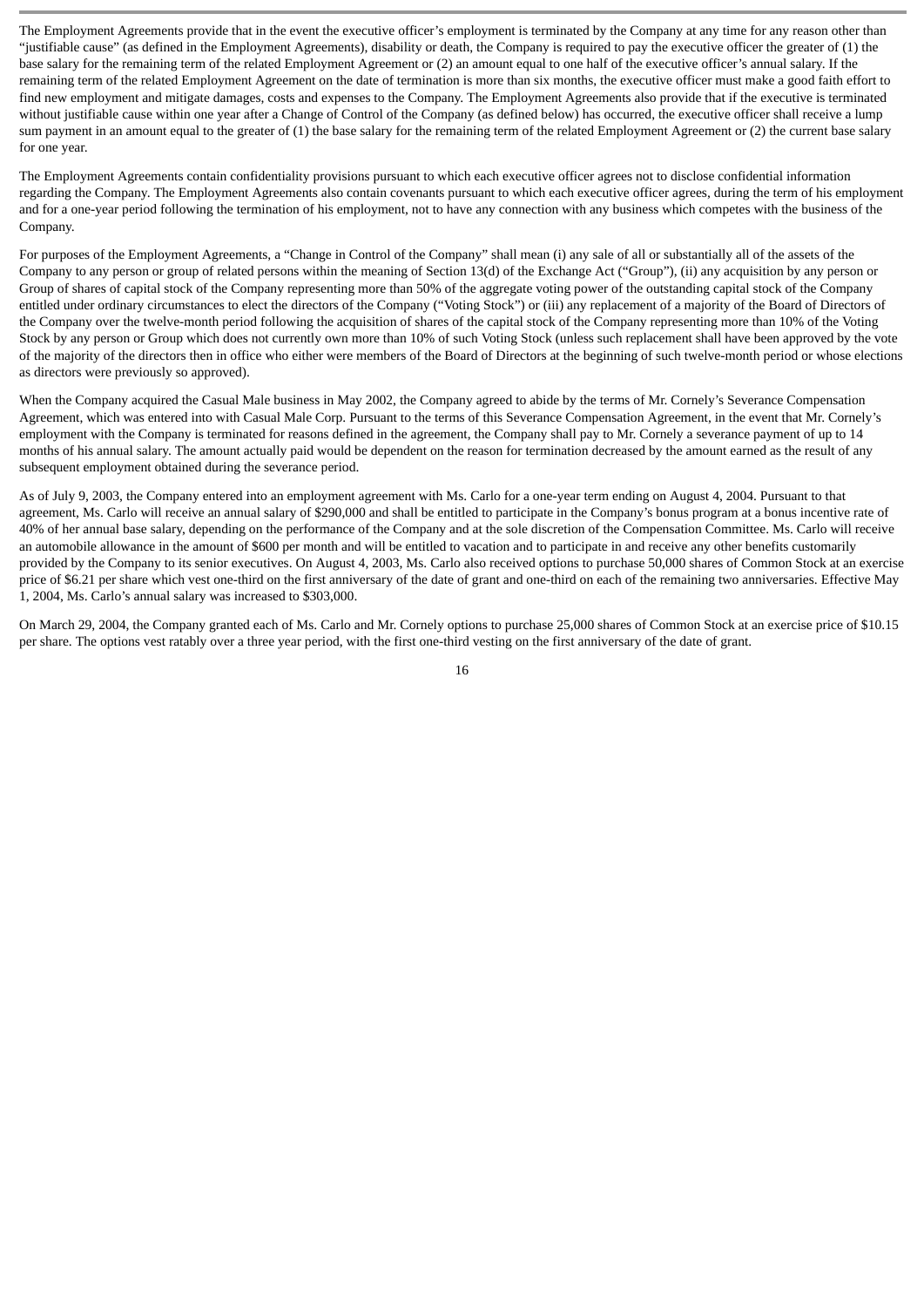The Employment Agreements provide that in the event the executive officer's employment is terminated by the Company at any time for any reason other than "justifiable cause" (as defined in the Employment Agreements), disability or death, the Company is required to pay the executive officer the greater of (1) the base salary for the remaining term of the related Employment Agreement or (2) an amount equal to one half of the executive officer's annual salary. If the remaining term of the related Employment Agreement on the date of termination is more than six months, the executive officer must make a good faith effort to find new employment and mitigate damages, costs and expenses to the Company. The Employment Agreements also provide that if the executive is terminated without justifiable cause within one year after a Change of Control of the Company (as defined below) has occurred, the executive officer shall receive a lump sum payment in an amount equal to the greater of (1) the base salary for the remaining term of the related Employment Agreement or (2) the current base salary for one year.

The Employment Agreements contain confidentiality provisions pursuant to which each executive officer agrees not to disclose confidential information regarding the Company. The Employment Agreements also contain covenants pursuant to which each executive officer agrees, during the term of his employment and for a one-year period following the termination of his employment, not to have any connection with any business which competes with the business of the Company.

For purposes of the Employment Agreements, a "Change in Control of the Company" shall mean (i) any sale of all or substantially all of the assets of the Company to any person or group of related persons within the meaning of Section 13(d) of the Exchange Act ("Group"), (ii) any acquisition by any person or Group of shares of capital stock of the Company representing more than 50% of the aggregate voting power of the outstanding capital stock of the Company entitled under ordinary circumstances to elect the directors of the Company ("Voting Stock") or (iii) any replacement of a majority of the Board of Directors of the Company over the twelve-month period following the acquisition of shares of the capital stock of the Company representing more than 10% of the Voting Stock by any person or Group which does not currently own more than 10% of such Voting Stock (unless such replacement shall have been approved by the vote of the majority of the directors then in office who either were members of the Board of Directors at the beginning of such twelve-month period or whose elections as directors were previously so approved).

When the Company acquired the Casual Male business in May 2002, the Company agreed to abide by the terms of Mr. Cornely's Severance Compensation Agreement, which was entered into with Casual Male Corp. Pursuant to the terms of this Severance Compensation Agreement, in the event that Mr. Cornely's employment with the Company is terminated for reasons defined in the agreement, the Company shall pay to Mr. Cornely a severance payment of up to 14 months of his annual salary. The amount actually paid would be dependent on the reason for termination decreased by the amount earned as the result of any subsequent employment obtained during the severance period.

As of July 9, 2003, the Company entered into an employment agreement with Ms. Carlo for a one-year term ending on August 4, 2004. Pursuant to that agreement, Ms. Carlo will receive an annual salary of $290,000 and shall be entitled to participate in the Company's bonus program at a bonus incentive rate of 40% of her annual base salary, depending on the performance of the Company and at the sole discretion of the Compensation Committee. Ms. Carlo will receive an automobile allowance in the amount of $600 per month and will be entitled to vacation and to participate in and receive any other benefits customarily provided by the Company to its senior executives. On August 4, 2003, Ms. Carlo also received options to purchase 50,000 shares of Common Stock at an exercise price of $6.21 per share which vest one-third on the first anniversary of the date of grant and one-third on each of the remaining two anniversaries. Effective May 1, 2004, Ms. Carlo's annual salary was increased to $303,000.

On March 29, 2004, the Company granted each of Ms. Carlo and Mr. Cornely options to purchase 25,000 shares of Common Stock at an exercise price of $10.15 per share. The options vest ratably over a three year period, with the first one-third vesting on the first anniversary of the date of grant.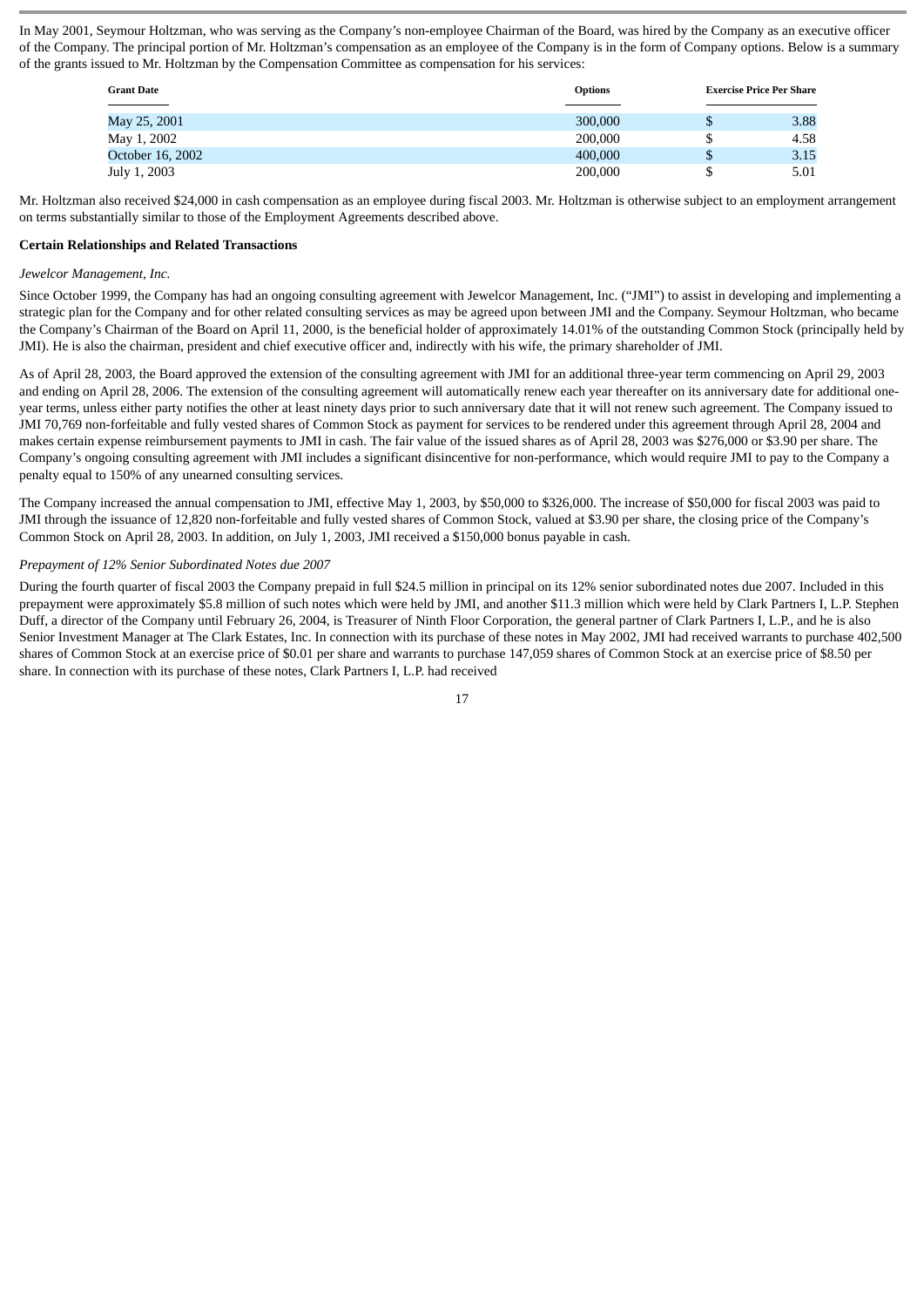In May 2001, Seymour Holtzman, who was serving as the Company's non-employee Chairman of the Board, was hired by the Company as an executive officer of the Company. The principal portion of Mr. Holtzman's compensation as an employee of the Company is in the form of Company options. Below is a summary of the grants issued to Mr. Holtzman by the Compensation Committee as compensation for his services:

| Grant Date | Options | Exercise Price Per Share |
|---|---|---|
| May 25, 2001 | 300,000 | $ 3.88 |
| May 1, 2002 | 200,000 | $ 4.58 |
| October 16, 2002 | 400,000 | $ 3.15 |
| July 1, 2003 | 200,000 | $ 5.01 |

Mr. Holtzman also received $24,000 in cash compensation as an employee during fiscal 2003. Mr. Holtzman is otherwise subject to an employment arrangement on terms substantially similar to those of the Employment Agreements described above.

**Certain Relationships and Related Transactions**

*Jewelcor Management, Inc.*

Since October 1999, the Company has had an ongoing consulting agreement with Jewelcor Management, Inc. ("JMI") to assist in developing and implementing a strategic plan for the Company and for other related consulting services as may be agreed upon between JMI and the Company. Seymour Holtzman, who became the Company's Chairman of the Board on April 11, 2000, is the beneficial holder of approximately 14.01% of the outstanding Common Stock (principally held by JMI). He is also the chairman, president and chief executive officer and, indirectly with his wife, the primary shareholder of JMI.

As of April 28, 2003, the Board approved the extension of the consulting agreement with JMI for an additional three-year term commencing on April 29, 2003 and ending on April 28, 2006. The extension of the consulting agreement will automatically renew each year thereafter on its anniversary date for additional one-year terms, unless either party notifies the other at least ninety days prior to such anniversary date that it will not renew such agreement. The Company issued to JMI 70,769 non-forfeitable and fully vested shares of Common Stock as payment for services to be rendered under this agreement through April 28, 2004 and makes certain expense reimbursement payments to JMI in cash. The fair value of the issued shares as of April 28, 2003 was $276,000 or $3.90 per share. The Company's ongoing consulting agreement with JMI includes a significant disincentive for non-performance, which would require JMI to pay to the Company a penalty equal to 150% of any unearned consulting services.

The Company increased the annual compensation to JMI, effective May 1, 2003, by $50,000 to $326,000. The increase of $50,000 for fiscal 2003 was paid to JMI through the issuance of 12,820 non-forfeitable and fully vested shares of Common Stock, valued at $3.90 per share, the closing price of the Company's Common Stock on April 28, 2003. In addition, on July 1, 2003, JMI received a $150,000 bonus payable in cash.

*Prepayment of 12% Senior Subordinated Notes due 2007*

During the fourth quarter of fiscal 2003 the Company prepaid in full $24.5 million in principal on its 12% senior subordinated notes due 2007. Included in this prepayment were approximately $5.8 million of such notes which were held by JMI, and another $11.3 million which were held by Clark Partners I, L.P. Stephen Duff, a director of the Company until February 26, 2004, is Treasurer of Ninth Floor Corporation, the general partner of Clark Partners I, L.P., and he is also Senior Investment Manager at The Clark Estates, Inc. In connection with its purchase of these notes in May 2002, JMI had received warrants to purchase 402,500 shares of Common Stock at an exercise price of $0.01 per share and warrants to purchase 147,059 shares of Common Stock at an exercise price of $8.50 per share. In connection with its purchase of these notes, Clark Partners I, L.P. had received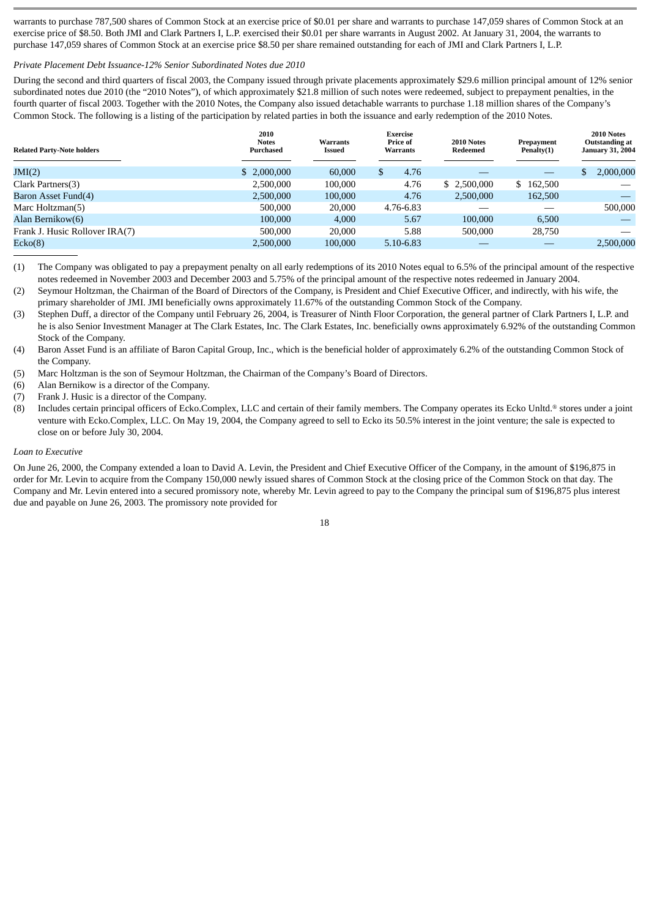warrants to purchase 787,500 shares of Common Stock at an exercise price of $0.01 per share and warrants to purchase 147,059 shares of Common Stock at an exercise price of $8.50. Both JMI and Clark Partners I, L.P. exercised their $0.01 per share warrants in August 2002. At January 31, 2004, the warrants to purchase 147,059 shares of Common Stock at an exercise price $8.50 per share remained outstanding for each of JMI and Clark Partners I, L.P.

*Private Placement Debt Issuance-12% Senior Subordinated Notes due 2010*

During the second and third quarters of fiscal 2003, the Company issued through private placements approximately $29.6 million principal amount of 12% senior subordinated notes due 2010 (the "2010 Notes"), of which approximately $21.8 million of such notes were redeemed, subject to prepayment penalties, in the fourth quarter of fiscal 2003. Together with the 2010 Notes, the Company also issued detachable warrants to purchase 1.18 million shares of the Company's Common Stock. The following is a listing of the participation by related parties in both the issuance and early redemption of the 2010 Notes.

| Related Party-Note holders | 2010 Notes Purchased | Warrants Issued | Exercise Price of Warrants | 2010 Notes Redeemed | Prepayment Penalty(1) | 2010 Notes Outstanding at January 31, 2004 |
|---|---|---|---|---|---|---|
| JMI(2) | $ 2,000,000 | 60,000 | $ 4.76 | — | — | $ 2,000,000 |
| Clark Partners(3) | 2,500,000 | 100,000 | 4.76 | $ 2,500,000 | $ 162,500 | — |
| Baron Asset Fund(4) | 2,500,000 | 100,000 | 4.76 | 2,500,000 | 162,500 | — |
| Marc Holtzman(5) | 500,000 | 20,000 | 4.76-6.83 | — | — | 500,000 |
| Alan Bernikow(6) | 100,000 | 4,000 | 5.67 | 100,000 | 6,500 | — |
| Frank J. Husic Rollover IRA(7) | 500,000 | 20,000 | 5.88 | 500,000 | 28,750 | — |
| Ecko(8) | 2,500,000 | 100,000 | 5.10-6.83 | — | — | 2,500,000 |

(1) The Company was obligated to pay a prepayment penalty on all early redemptions of its 2010 Notes equal to 6.5% of the principal amount of the respective notes redeemed in November 2003 and December 2003 and 5.75% of the principal amount of the respective notes redeemed in January 2004.

(2) Seymour Holtzman, the Chairman of the Board of Directors of the Company, is President and Chief Executive Officer, and indirectly, with his wife, the primary shareholder of JMI. JMI beneficially owns approximately 11.67% of the outstanding Common Stock of the Company.

(3) Stephen Duff, a director of the Company until February 26, 2004, is Treasurer of Ninth Floor Corporation, the general partner of Clark Partners I, L.P. and he is also Senior Investment Manager at The Clark Estates, Inc. The Clark Estates, Inc. beneficially owns approximately 6.92% of the outstanding Common Stock of the Company.

(4) Baron Asset Fund is an affiliate of Baron Capital Group, Inc., which is the beneficial holder of approximately 6.2% of the outstanding Common Stock of the Company.

(5) Marc Holtzman is the son of Seymour Holtzman, the Chairman of the Company's Board of Directors.

(6) Alan Bernikow is a director of the Company.

(7) Frank J. Husic is a director of the Company.

(8) Includes certain principal officers of Ecko.Complex, LLC and certain of their family members. The Company operates its Ecko Unltd.® stores under a joint venture with Ecko.Complex, LLC. On May 19, 2004, the Company agreed to sell to Ecko its 50.5% interest in the joint venture; the sale is expected to close on or before July 30, 2004.

*Loan to Executive*

On June 26, 2000, the Company extended a loan to David A. Levin, the President and Chief Executive Officer of the Company, in the amount of $196,875 in order for Mr. Levin to acquire from the Company 150,000 newly issued shares of Common Stock at the closing price of the Common Stock on that day. The Company and Mr. Levin entered into a secured promissory note, whereby Mr. Levin agreed to pay to the Company the principal sum of $196,875 plus interest due and payable on June 26, 2003. The promissory note provided for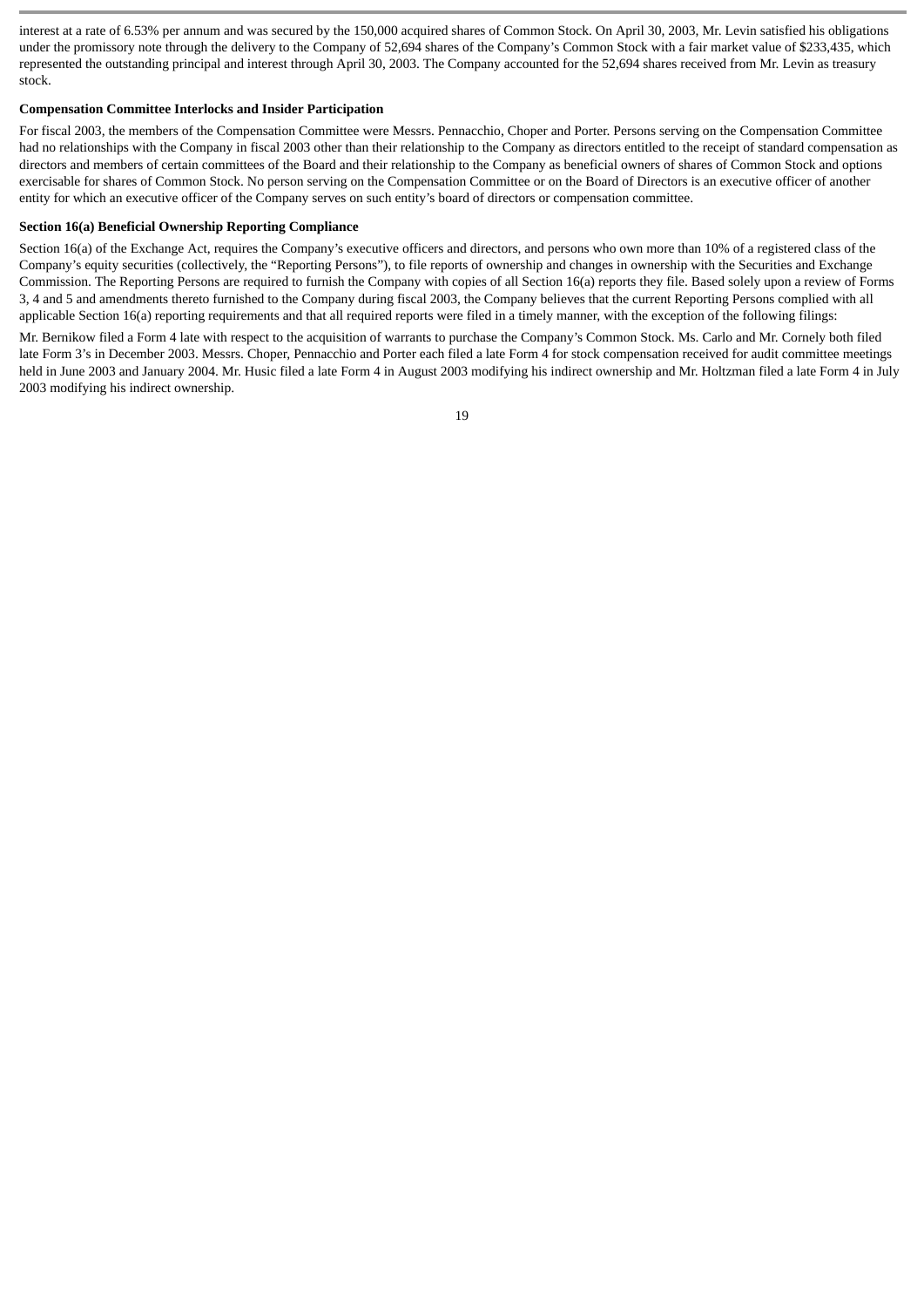interest at a rate of 6.53% per annum and was secured by the 150,000 acquired shares of Common Stock. On April 30, 2003, Mr. Levin satisfied his obligations under the promissory note through the delivery to the Company of 52,694 shares of the Company's Common Stock with a fair market value of $233,435, which represented the outstanding principal and interest through April 30, 2003. The Company accounted for the 52,694 shares received from Mr. Levin as treasury stock.

**Compensation Committee Interlocks and Insider Participation**

For fiscal 2003, the members of the Compensation Committee were Messrs. Pennacchio, Choper and Porter. Persons serving on the Compensation Committee had no relationships with the Company in fiscal 2003 other than their relationship to the Company as directors entitled to the receipt of standard compensation as directors and members of certain committees of the Board and their relationship to the Company as beneficial owners of shares of Common Stock and options exercisable for shares of Common Stock. No person serving on the Compensation Committee or on the Board of Directors is an executive officer of another entity for which an executive officer of the Company serves on such entity's board of directors or compensation committee.

**Section 16(a) Beneficial Ownership Reporting Compliance**

Section 16(a) of the Exchange Act, requires the Company's executive officers and directors, and persons who own more than 10% of a registered class of the Company's equity securities (collectively, the "Reporting Persons"), to file reports of ownership and changes in ownership with the Securities and Exchange Commission. The Reporting Persons are required to furnish the Company with copies of all Section 16(a) reports they file. Based solely upon a review of Forms 3, 4 and 5 and amendments thereto furnished to the Company during fiscal 2003, the Company believes that the current Reporting Persons complied with all applicable Section 16(a) reporting requirements and that all required reports were filed in a timely manner, with the exception of the following filings:

Mr. Bernikow filed a Form 4 late with respect to the acquisition of warrants to purchase the Company's Common Stock. Ms. Carlo and Mr. Cornely both filed late Form 3's in December 2003. Messrs. Choper, Pennacchio and Porter each filed a late Form 4 for stock compensation received for audit committee meetings held in June 2003 and January 2004. Mr. Husic filed a late Form 4 in August 2003 modifying his indirect ownership and Mr. Holtzman filed a late Form 4 in July 2003 modifying his indirect ownership.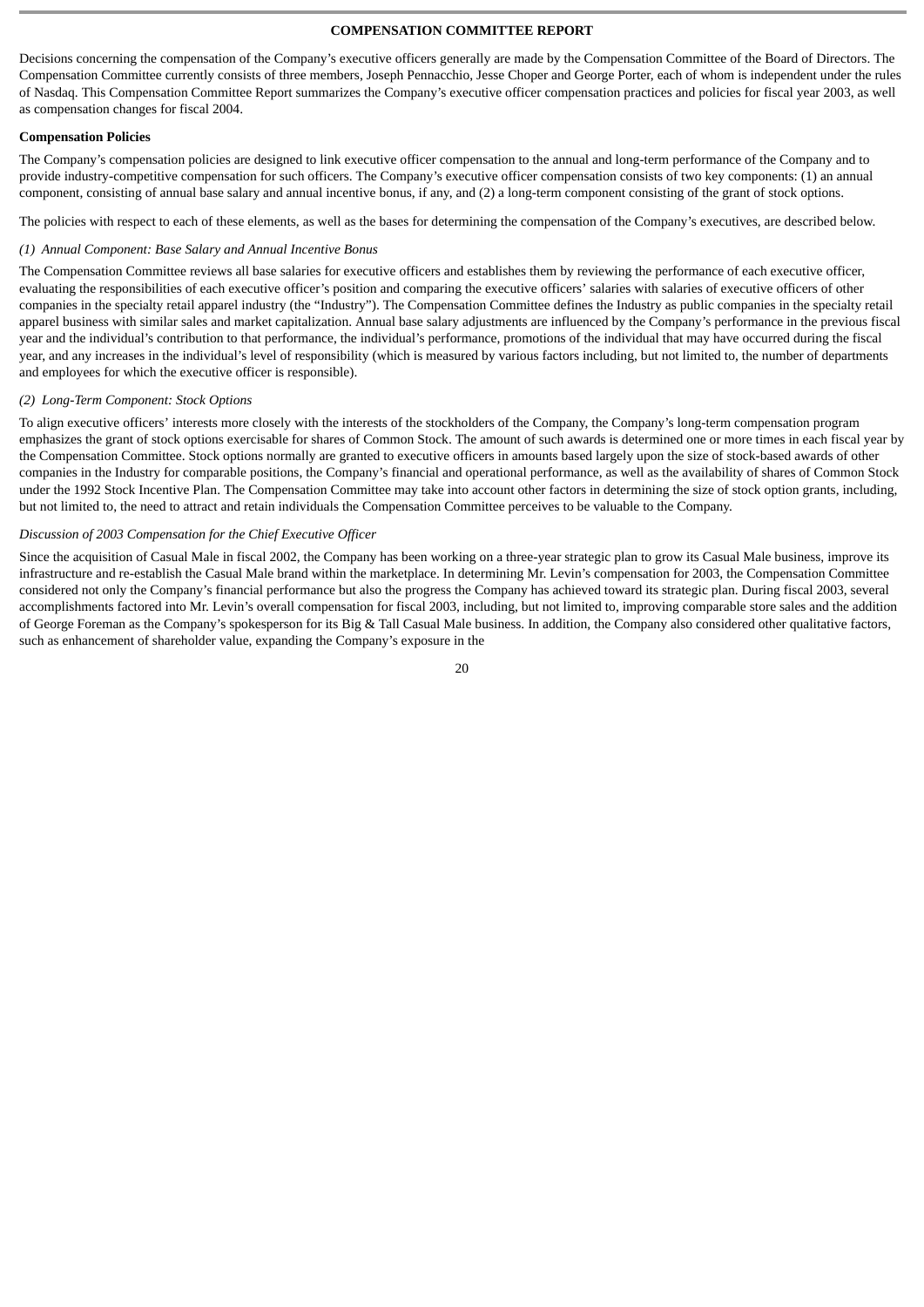## COMPENSATION COMMITTEE REPORT

Decisions concerning the compensation of the Company's executive officers generally are made by the Compensation Committee of the Board of Directors. The Compensation Committee currently consists of three members, Joseph Pennacchio, Jesse Choper and George Porter, each of whom is independent under the rules of Nasdaq. This Compensation Committee Report summarizes the Company's executive officer compensation practices and policies for fiscal year 2003, as well as compensation changes for fiscal 2004.

**Compensation Policies**

The Company's compensation policies are designed to link executive officer compensation to the annual and long-term performance of the Company and to provide industry-competitive compensation for such officers. The Company's executive officer compensation consists of two key components: (1) an annual component, consisting of annual base salary and annual incentive bonus, if any, and (2) a long-term component consisting of the grant of stock options.

The policies with respect to each of these elements, as well as the bases for determining the compensation of the Company's executives, are described below.

*(1) Annual Component: Base Salary and Annual Incentive Bonus*

The Compensation Committee reviews all base salaries for executive officers and establishes them by reviewing the performance of each executive officer, evaluating the responsibilities of each executive officer's position and comparing the executive officers' salaries with salaries of executive officers of other companies in the specialty retail apparel industry (the "Industry"). The Compensation Committee defines the Industry as public companies in the specialty retail apparel business with similar sales and market capitalization. Annual base salary adjustments are influenced by the Company's performance in the previous fiscal year and the individual's contribution to that performance, the individual's performance, promotions of the individual that may have occurred during the fiscal year, and any increases in the individual's level of responsibility (which is measured by various factors including, but not limited to, the number of departments and employees for which the executive officer is responsible).

*(2) Long-Term Component: Stock Options*

To align executive officers' interests more closely with the interests of the stockholders of the Company, the Company's long-term compensation program emphasizes the grant of stock options exercisable for shares of Common Stock. The amount of such awards is determined one or more times in each fiscal year by the Compensation Committee. Stock options normally are granted to executive officers in amounts based largely upon the size of stock-based awards of other companies in the Industry for comparable positions, the Company's financial and operational performance, as well as the availability of shares of Common Stock under the 1992 Stock Incentive Plan. The Compensation Committee may take into account other factors in determining the size of stock option grants, including, but not limited to, the need to attract and retain individuals the Compensation Committee perceives to be valuable to the Company.

*Discussion of 2003 Compensation for the Chief Executive Officer*

Since the acquisition of Casual Male in fiscal 2002, the Company has been working on a three-year strategic plan to grow its Casual Male business, improve its infrastructure and re-establish the Casual Male brand within the marketplace. In determining Mr. Levin's compensation for 2003, the Compensation Committee considered not only the Company's financial performance but also the progress the Company has achieved toward its strategic plan. During fiscal 2003, several accomplishments factored into Mr. Levin's overall compensation for fiscal 2003, including, but not limited to, improving comparable store sales and the addition of George Foreman as the Company's spokesperson for its Big & Tall Casual Male business. In addition, the Company also considered other qualitative factors, such as enhancement of shareholder value, expanding the Company's exposure in the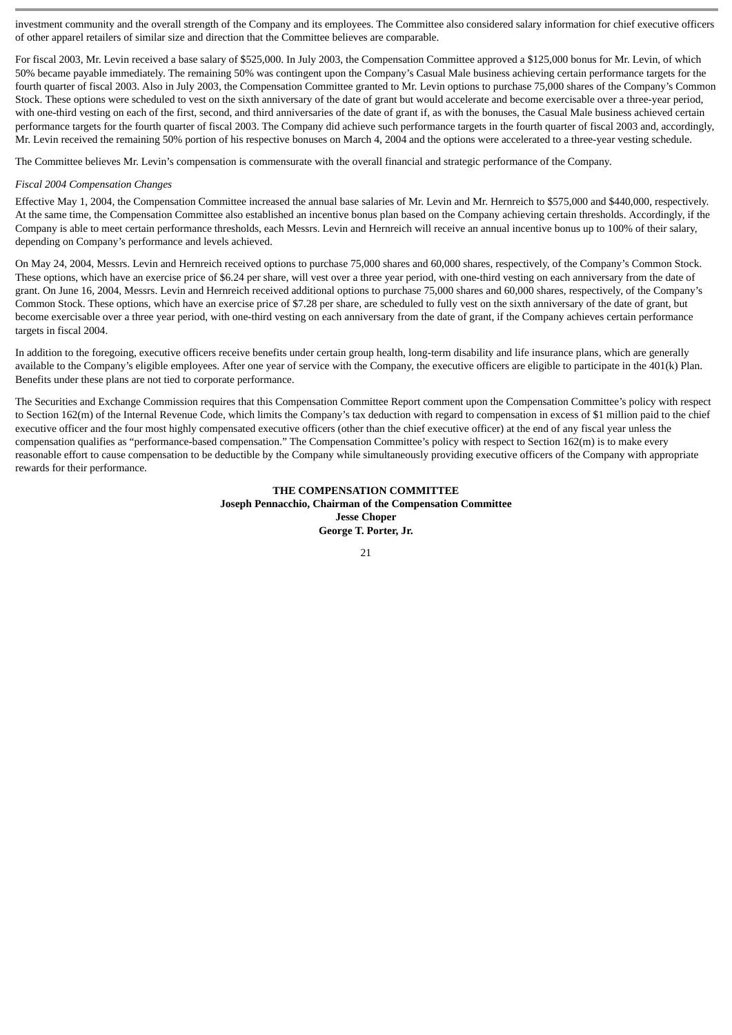investment community and the overall strength of the Company and its employees. The Committee also considered salary information for chief executive officers of other apparel retailers of similar size and direction that the Committee believes are comparable.

For fiscal 2003, Mr. Levin received a base salary of $525,000. In July 2003, the Compensation Committee approved a $125,000 bonus for Mr. Levin, of which 50% became payable immediately. The remaining 50% was contingent upon the Company's Casual Male business achieving certain performance targets for the fourth quarter of fiscal 2003. Also in July 2003, the Compensation Committee granted to Mr. Levin options to purchase 75,000 shares of the Company's Common Stock. These options were scheduled to vest on the sixth anniversary of the date of grant but would accelerate and become exercisable over a three-year period, with one-third vesting on each of the first, second, and third anniversaries of the date of grant if, as with the bonuses, the Casual Male business achieved certain performance targets for the fourth quarter of fiscal 2003. The Company did achieve such performance targets in the fourth quarter of fiscal 2003 and, accordingly, Mr. Levin received the remaining 50% portion of his respective bonuses on March 4, 2004 and the options were accelerated to a three-year vesting schedule.

The Committee believes Mr. Levin's compensation is commensurate with the overall financial and strategic performance of the Company.

*Fiscal 2004 Compensation Changes*

Effective May 1, 2004, the Compensation Committee increased the annual base salaries of Mr. Levin and Mr. Hernreich to $575,000 and $440,000, respectively. At the same time, the Compensation Committee also established an incentive bonus plan based on the Company achieving certain thresholds. Accordingly, if the Company is able to meet certain performance thresholds, each Messrs. Levin and Hernreich will receive an annual incentive bonus up to 100% of their salary, depending on Company's performance and levels achieved.

On May 24, 2004, Messrs. Levin and Hernreich received options to purchase 75,000 shares and 60,000 shares, respectively, of the Company's Common Stock. These options, which have an exercise price of $6.24 per share, will vest over a three year period, with one-third vesting on each anniversary from the date of grant. On June 16, 2004, Messrs. Levin and Hernreich received additional options to purchase 75,000 shares and 60,000 shares, respectively, of the Company's Common Stock. These options, which have an exercise price of $7.28 per share, are scheduled to fully vest on the sixth anniversary of the date of grant, but become exercisable over a three year period, with one-third vesting on each anniversary from the date of grant, if the Company achieves certain performance targets in fiscal 2004.

In addition to the foregoing, executive officers receive benefits under certain group health, long-term disability and life insurance plans, which are generally available to the Company's eligible employees. After one year of service with the Company, the executive officers are eligible to participate in the 401(k) Plan. Benefits under these plans are not tied to corporate performance.

The Securities and Exchange Commission requires that this Compensation Committee Report comment upon the Compensation Committee's policy with respect to Section 162(m) of the Internal Revenue Code, which limits the Company's tax deduction with regard to compensation in excess of $1 million paid to the chief executive officer and the four most highly compensated executive officers (other than the chief executive officer) at the end of any fiscal year unless the compensation qualifies as "performance-based compensation." The Compensation Committee's policy with respect to Section 162(m) is to make every reasonable effort to cause compensation to be deductible by the Company while simultaneously providing executive officers of the Company with appropriate rewards for their performance.

**THE COMPENSATION COMMITTEE**
**Joseph Pennacchio, Chairman of the Compensation Committee**
**Jesse Choper**
**George T. Porter, Jr.**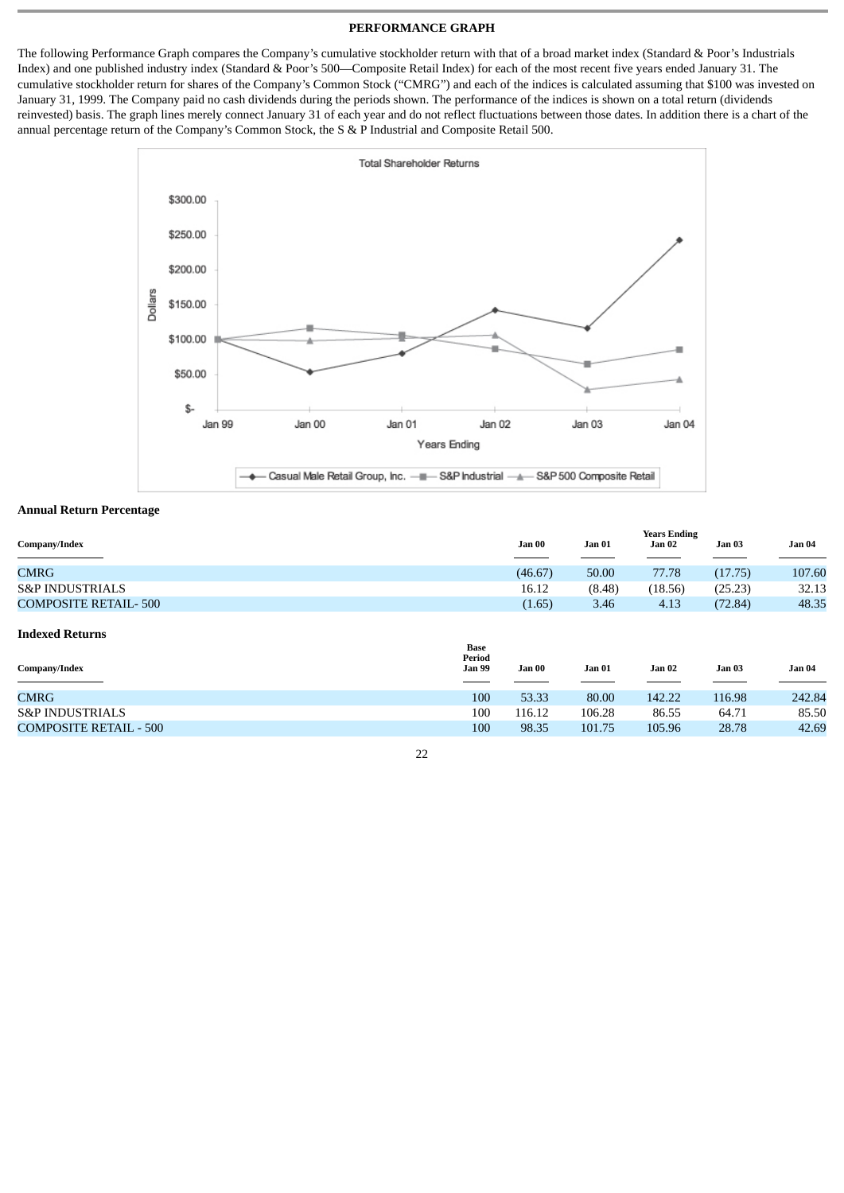# PERFORMANCE GRAPH

The following Performance Graph compares the Company's cumulative stockholder return with that of a broad market index (Standard & Poor's Industrials Index) and one published industry index (Standard & Poor's 500—Composite Retail Index) for each of the most recent five years ended January 31. The cumulative stockholder return for shares of the Company's Common Stock ("CMRG") and each of the indices is calculated assuming that $100 was invested on January 31, 1999. The Company paid no cash dividends during the periods shown. The performance of the indices is shown on a total return (dividends reinvested) basis. The graph lines merely connect January 31 of each year and do not reflect fluctuations between those dates. In addition there is a chart of the annual percentage return of the Company's Common Stock, the S & P Industrial and Composite Retail 500.

Total Shareholder Returns

$300.00
$250.00
$200.00
$150.00
$100.00
$50.00
$-

Dollars

Jan 99 Jan 00 Jan 01 Jan 02 Jan 03 Jan 04

Years Ending

Casual Male Retail Group, Inc. — S&P Industrial — S&P 500 Composite Retail

**Annual Return Percentage**

| Company/Index | Jan 00 | Jan 01 | Years Ending Jan 02 | Jan 03 | Jan 04 |
|---|---|---|---|---|---|
| CMRG | (46.67) | 50.00 | 77.78 | (17.75) | 107.60 |
| S&P INDUSTRIALS | 16.12 | (8.48) | (18.56) | (25.23) | 32.13 |
| COMPOSITE RETAIL- 500 | (1.65) | 3.46 | 4.13 | (72.84) | 48.35 |

**Indexed Returns**

| Company/Index | Base Period Jan 99 | Jan 00 | Jan 01 | Jan 02 | Jan 03 | Jan 04 |
|---|---|---|---|---|---|---|
| CMRG | 100 | 53.33 | 80.00 | 142.22 | 116.98 | 242.84 |
| S&P INDUSTRIALS | 100 | 116.12 | 106.28 | 86.55 | 64.71 | 85.50 |
| COMPOSITE RETAIL - 500 | 100 | 98.35 | 101.75 | 105.96 | 28.78 | 42.69 |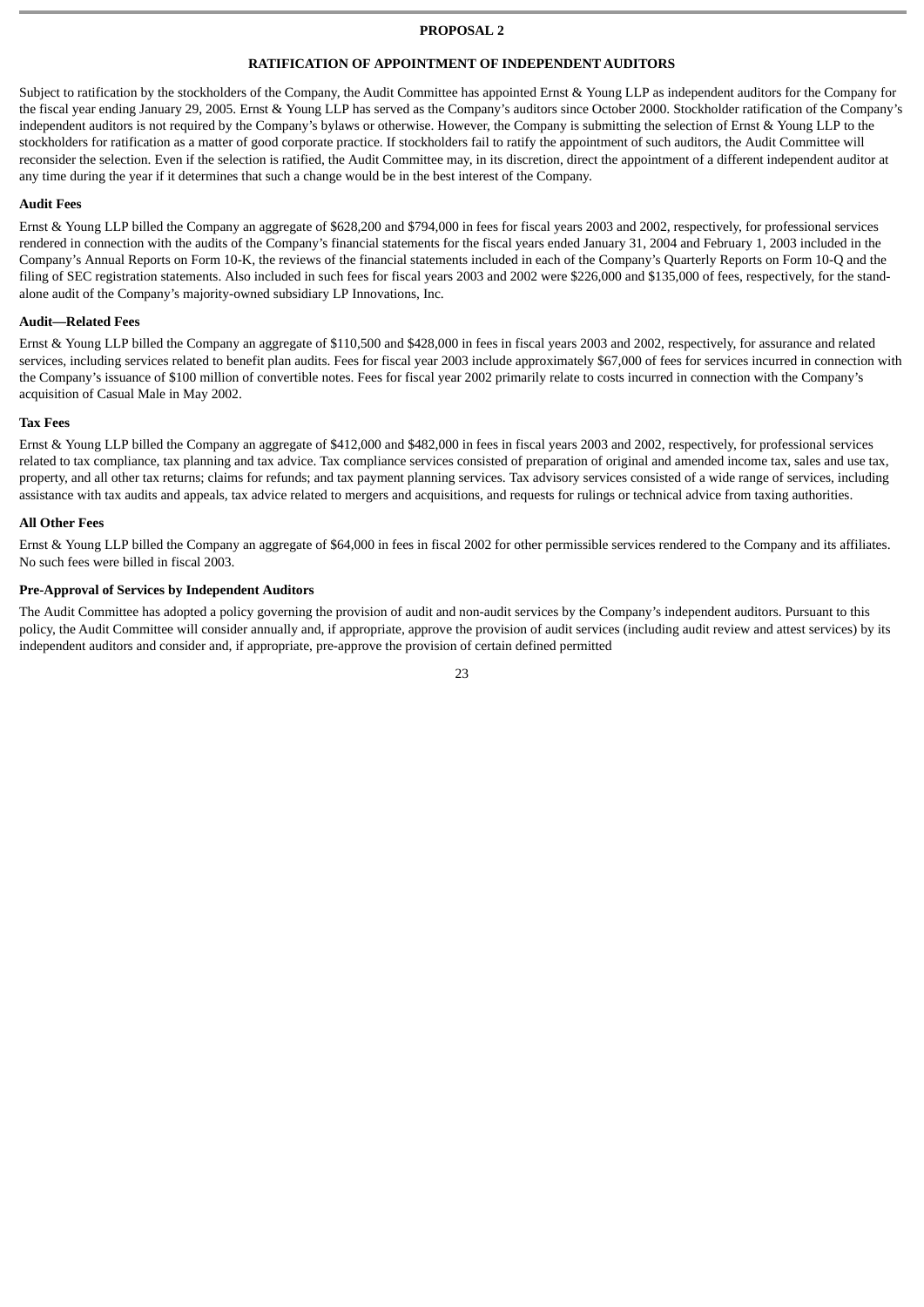## PROPOSAL 2

## RATIFICATION OF APPOINTMENT OF INDEPENDENT AUDITORS

Subject to ratification by the stockholders of the Company, the Audit Committee has appointed Ernst & Young LLP as independent auditors for the Company for the fiscal year ending January 29, 2005. Ernst & Young LLP has served as the Company's auditors since October 2000. Stockholder ratification of the Company's independent auditors is not required by the Company's bylaws or otherwise. However, the Company is submitting the selection of Ernst & Young LLP to the stockholders for ratification as a matter of good corporate practice. If stockholders fail to ratify the appointment of such auditors, the Audit Committee will reconsider the selection. Even if the selection is ratified, the Audit Committee may, in its discretion, direct the appointment of a different independent auditor at any time during the year if it determines that such a change would be in the best interest of the Company.

**Audit Fees**

Ernst & Young LLP billed the Company an aggregate of $628,200 and $794,000 in fees for fiscal years 2003 and 2002, respectively, for professional services rendered in connection with the audits of the Company's financial statements for the fiscal years ended January 31, 2004 and February 1, 2003 included in the Company's Annual Reports on Form 10-K, the reviews of the financial statements included in each of the Company's Quarterly Reports on Form 10-Q and the filing of SEC registration statements. Also included in such fees for fiscal years 2003 and 2002 were $226,000 and $135,000 of fees, respectively, for the stand-alone audit of the Company's majority-owned subsidiary LP Innovations, Inc.

**Audit—Related Fees**

Ernst & Young LLP billed the Company an aggregate of $110,500 and $428,000 in fees in fiscal years 2003 and 2002, respectively, for assurance and related services, including services related to benefit plan audits. Fees for fiscal year 2003 include approximately $67,000 of fees for services incurred in connection with the Company's issuance of $100 million of convertible notes. Fees for fiscal year 2002 primarily relate to costs incurred in connection with the Company's acquisition of Casual Male in May 2002.

**Tax Fees**

Ernst & Young LLP billed the Company an aggregate of $412,000 and $482,000 in fees in fiscal years 2003 and 2002, respectively, for professional services related to tax compliance, tax planning and tax advice. Tax compliance services consisted of preparation of original and amended income tax, sales and use tax, property, and all other tax returns; claims for refunds; and tax payment planning services. Tax advisory services consisted of a wide range of services, including assistance with tax audits and appeals, tax advice related to mergers and acquisitions, and requests for rulings or technical advice from taxing authorities.

**All Other Fees**

Ernst & Young LLP billed the Company an aggregate of $64,000 in fees in fiscal 2002 for other permissible services rendered to the Company and its affiliates. No such fees were billed in fiscal 2003.

**Pre-Approval of Services by Independent Auditors**

The Audit Committee has adopted a policy governing the provision of audit and non-audit services by the Company's independent auditors. Pursuant to this policy, the Audit Committee will consider annually and, if appropriate, approve the provision of audit services (including audit review and attest services) by its independent auditors and consider and, if appropriate, pre-approve the provision of certain defined permitted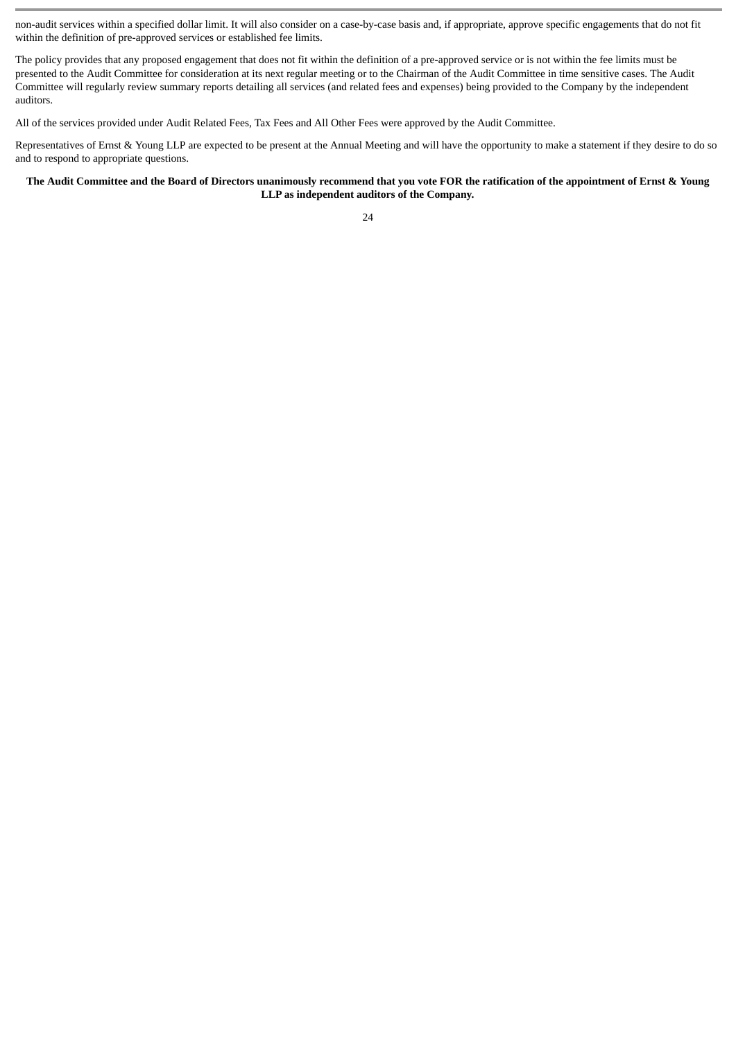non-audit services within a specified dollar limit. It will also consider on a case-by-case basis and, if appropriate, approve specific engagements that do not fit within the definition of pre-approved services or established fee limits.

The policy provides that any proposed engagement that does not fit within the definition of a pre-approved service or is not within the fee limits must be presented to the Audit Committee for consideration at its next regular meeting or to the Chairman of the Audit Committee in time sensitive cases. The Audit Committee will regularly review summary reports detailing all services (and related fees and expenses) being provided to the Company by the independent auditors.

All of the services provided under Audit Related Fees, Tax Fees and All Other Fees were approved by the Audit Committee.

Representatives of Ernst & Young LLP are expected to be present at the Annual Meeting and will have the opportunity to make a statement if they desire to do so and to respond to appropriate questions.

**The Audit Committee and the Board of Directors unanimously recommend that you vote FOR the ratification of the appointment of Ernst & Young LLP as independent auditors of the Company.**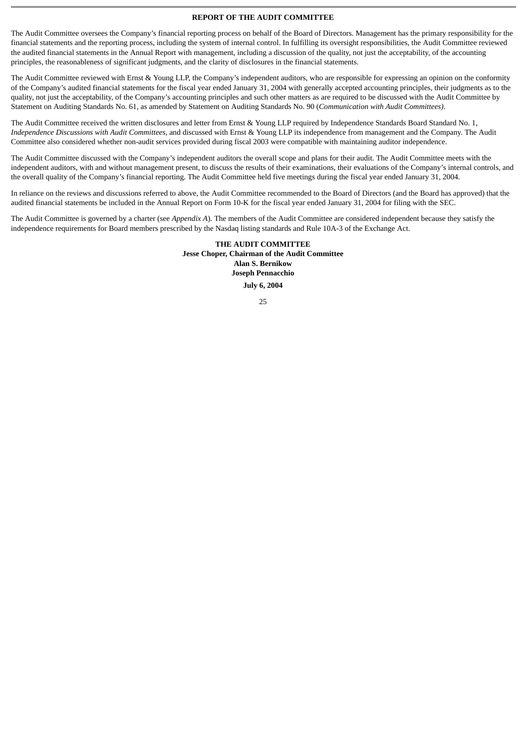## REPORT OF THE AUDIT COMMITTEE

The Audit Committee oversees the Company's financial reporting process on behalf of the Board of Directors. Management has the primary responsibility for the financial statements and the reporting process, including the system of internal control. In fulfilling its oversight responsibilities, the Audit Committee reviewed the audited financial statements in the Annual Report with management, including a discussion of the quality, not just the acceptability, of the accounting principles, the reasonableness of significant judgments, and the clarity of disclosures in the financial statements.

The Audit Committee reviewed with Ernst & Young LLP, the Company's independent auditors, who are responsible for expressing an opinion on the conformity of the Company's audited financial statements for the fiscal year ended January 31, 2004 with generally accepted accounting principles, their judgments as to the quality, not just the acceptability, of the Company's accounting principles and such other matters as are required to be discussed with the Audit Committee by Statement on Auditing Standards No. 61, as amended by Statement on Auditing Standards No. 90 (*Communication with Audit Committees)*.

The Audit Committee received the written disclosures and letter from Ernst & Young LLP required by Independence Standards Board Standard No. 1, *Independence Discussions with Audit Committees*, and discussed with Ernst & Young LLP its independence from management and the Company. The Audit Committee also considered whether non-audit services provided during fiscal 2003 were compatible with maintaining auditor independence.

The Audit Committee discussed with the Company's independent auditors the overall scope and plans for their audit. The Audit Committee meets with the independent auditors, with and without management present, to discuss the results of their examinations, their evaluations of the Company's internal controls, and the overall quality of the Company's financial reporting. The Audit Committee held five meetings during the fiscal year ended January 31, 2004.

In reliance on the reviews and discussions referred to above, the Audit Committee recommended to the Board of Directors (and the Board has approved) that the audited financial statements be included in the Annual Report on Form 10-K for the fiscal year ended January 31, 2004 for filing with the SEC.

The Audit Committee is governed by a charter (see *Appendix A*). The members of the Audit Committee are considered independent because they satisfy the independence requirements for Board members prescribed by the Nasdaq listing standards and Rule 10A-3 of the Exchange Act.

**THE AUDIT COMMITTEE**
**Jesse Choper, Chairman of the Audit Committee**
**Alan S. Bernikow**
**Joseph Pennacchio**

**July 6, 2004**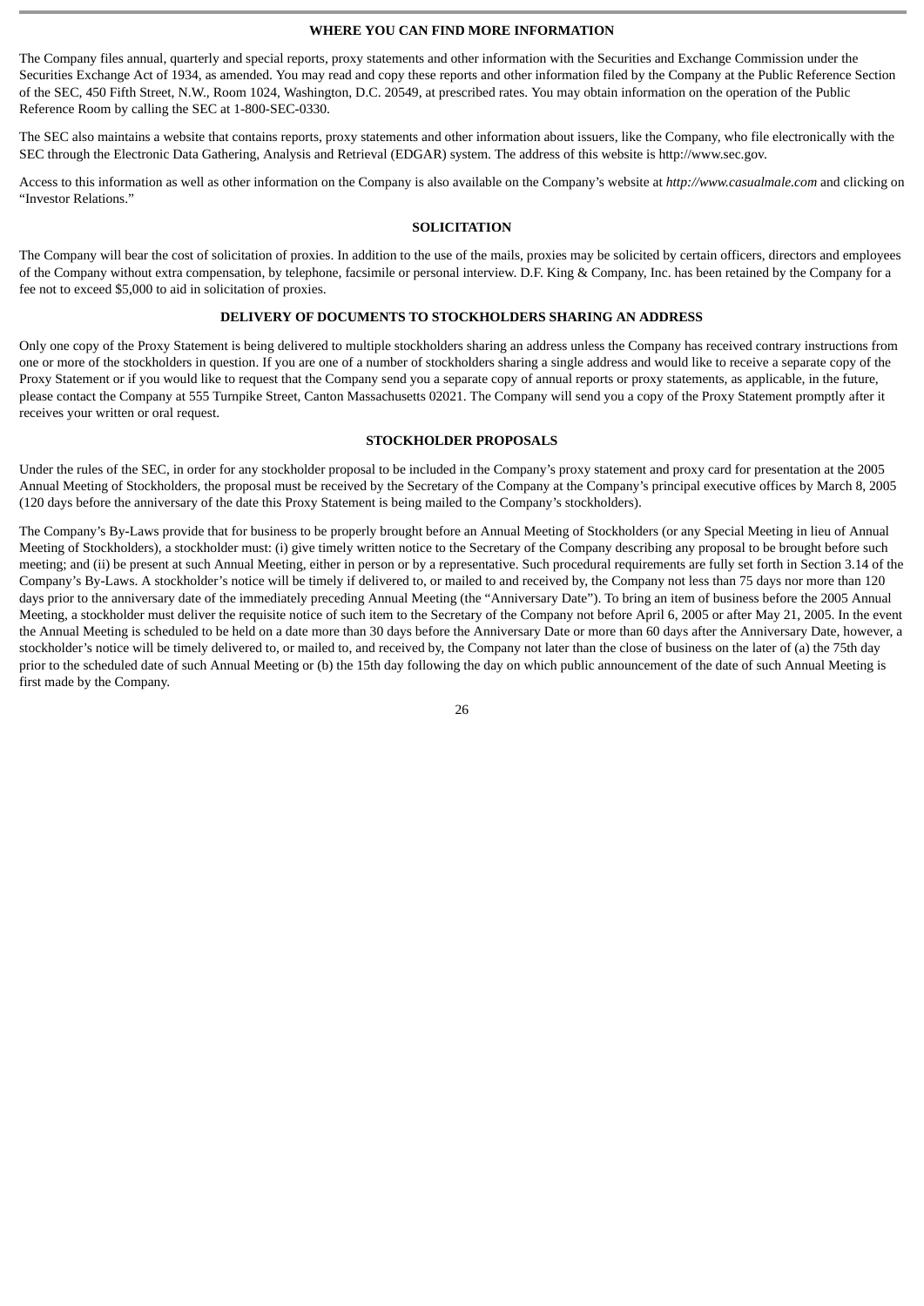## WHERE YOU CAN FIND MORE INFORMATION

The Company files annual, quarterly and special reports, proxy statements and other information with the Securities and Exchange Commission under the Securities Exchange Act of 1934, as amended. You may read and copy these reports and other information filed by the Company at the Public Reference Section of the SEC, 450 Fifth Street, N.W., Room 1024, Washington, D.C. 20549, at prescribed rates. You may obtain information on the operation of the Public Reference Room by calling the SEC at 1-800-SEC-0330.

The SEC also maintains a website that contains reports, proxy statements and other information about issuers, like the Company, who file electronically with the SEC through the Electronic Data Gathering, Analysis and Retrieval (EDGAR) system. The address of this website is http://www.sec.gov.

Access to this information as well as other information on the Company is also available on the Company's website at *http://www.casualmale.com* and clicking on "Investor Relations."

## SOLICITATION

The Company will bear the cost of solicitation of proxies. In addition to the use of the mails, proxies may be solicited by certain officers, directors and employees of the Company without extra compensation, by telephone, facsimile or personal interview. D.F. King & Company, Inc. has been retained by the Company for a fee not to exceed $5,000 to aid in solicitation of proxies.

## DELIVERY OF DOCUMENTS TO STOCKHOLDERS SHARING AN ADDRESS

Only one copy of the Proxy Statement is being delivered to multiple stockholders sharing an address unless the Company has received contrary instructions from one or more of the stockholders in question. If you are one of a number of stockholders sharing a single address and would like to receive a separate copy of the Proxy Statement or if you would like to request that the Company send you a separate copy of annual reports or proxy statements, as applicable, in the future, please contact the Company at 555 Turnpike Street, Canton Massachusetts 02021. The Company will send you a copy of the Proxy Statement promptly after it receives your written or oral request.

## STOCKHOLDER PROPOSALS

Under the rules of the SEC, in order for any stockholder proposal to be included in the Company's proxy statement and proxy card for presentation at the 2005 Annual Meeting of Stockholders, the proposal must be received by the Secretary of the Company at the Company's principal executive offices by March 8, 2005 (120 days before the anniversary of the date this Proxy Statement is being mailed to the Company's stockholders).

The Company's By-Laws provide that for business to be properly brought before an Annual Meeting of Stockholders (or any Special Meeting in lieu of Annual Meeting of Stockholders), a stockholder must: (i) give timely written notice to the Secretary of the Company describing any proposal to be brought before such meeting; and (ii) be present at such Annual Meeting, either in person or by a representative. Such procedural requirements are fully set forth in Section 3.14 of the Company's By-Laws. A stockholder's notice will be timely if delivered to, or mailed to and received by, the Company not less than 75 days nor more than 120 days prior to the anniversary date of the immediately preceding Annual Meeting (the "Anniversary Date"). To bring an item of business before the 2005 Annual Meeting, a stockholder must deliver the requisite notice of such item to the Secretary of the Company not before April 6, 2005 or after May 21, 2005. In the event the Annual Meeting is scheduled to be held on a date more than 30 days before the Anniversary Date or more than 60 days after the Anniversary Date, however, a stockholder's notice will be timely delivered to, or mailed to, and received by, the Company not later than the close of business on the later of (a) the 75th day prior to the scheduled date of such Annual Meeting or (b) the 15th day following the day on which public announcement of the date of such Annual Meeting is first made by the Company.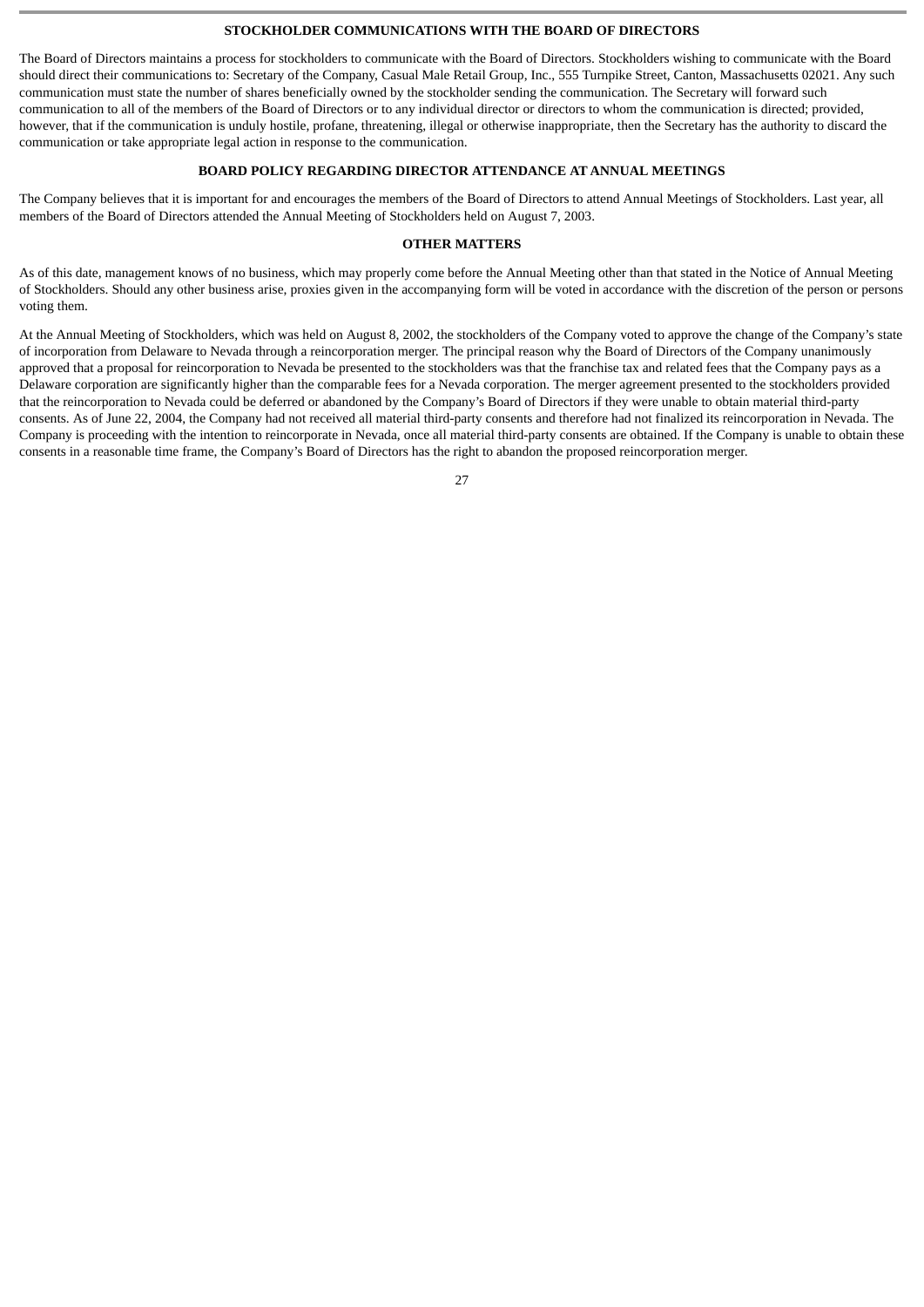## STOCKHOLDER COMMUNICATIONS WITH THE BOARD OF DIRECTORS

The Board of Directors maintains a process for stockholders to communicate with the Board of Directors. Stockholders wishing to communicate with the Board should direct their communications to: Secretary of the Company, Casual Male Retail Group, Inc., 555 Turnpike Street, Canton, Massachusetts 02021. Any such communication must state the number of shares beneficially owned by the stockholder sending the communication. The Secretary will forward such communication to all of the members of the Board of Directors or to any individual director or directors to whom the communication is directed; provided, however, that if the communication is unduly hostile, profane, threatening, illegal or otherwise inappropriate, then the Secretary has the authority to discard the communication or take appropriate legal action in response to the communication.

## BOARD POLICY REGARDING DIRECTOR ATTENDANCE AT ANNUAL MEETINGS

The Company believes that it is important for and encourages the members of the Board of Directors to attend Annual Meetings of Stockholders. Last year, all members of the Board of Directors attended the Annual Meeting of Stockholders held on August 7, 2003.

## OTHER MATTERS

As of this date, management knows of no business, which may properly come before the Annual Meeting other than that stated in the Notice of Annual Meeting of Stockholders. Should any other business arise, proxies given in the accompanying form will be voted in accordance with the discretion of the person or persons voting them.

At the Annual Meeting of Stockholders, which was held on August 8, 2002, the stockholders of the Company voted to approve the change of the Company's state of incorporation from Delaware to Nevada through a reincorporation merger. The principal reason why the Board of Directors of the Company unanimously approved that a proposal for reincorporation to Nevada be presented to the stockholders was that the franchise tax and related fees that the Company pays as a Delaware corporation are significantly higher than the comparable fees for a Nevada corporation. The merger agreement presented to the stockholders provided that the reincorporation to Nevada could be deferred or abandoned by the Company's Board of Directors if they were unable to obtain material third-party consents. As of June 22, 2004, the Company had not received all material third-party consents and therefore had not finalized its reincorporation in Nevada. The Company is proceeding with the intention to reincorporate in Nevada, once all material third-party consents are obtained. If the Company is unable to obtain these consents in a reasonable time frame, the Company's Board of Directors has the right to abandon the proposed reincorporation merger.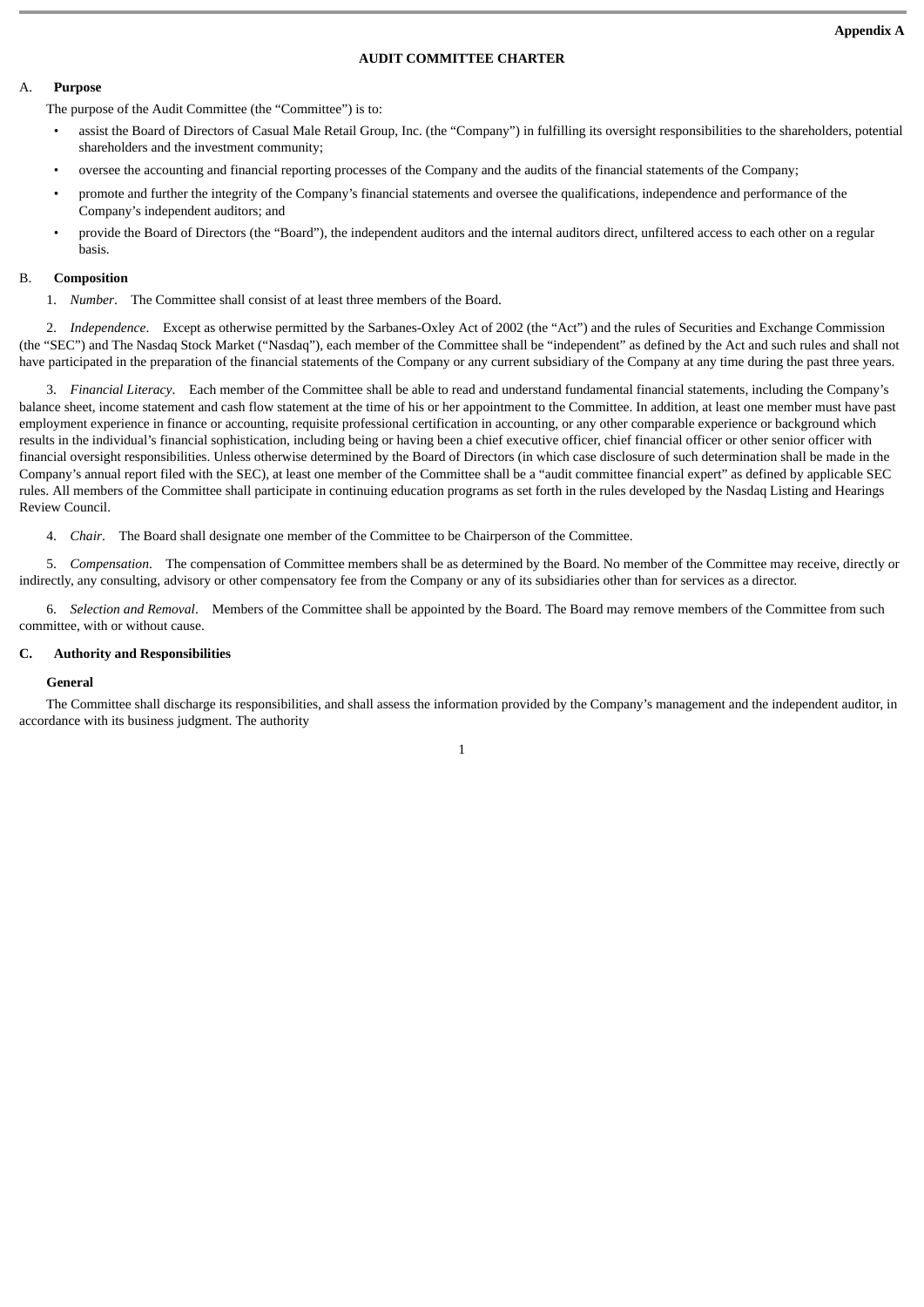**Appendix A**

# AUDIT COMMITTEE CHARTER

## A. Purpose

The purpose of the Audit Committee (the "Committee") is to:

- assist the Board of Directors of Casual Male Retail Group, Inc. (the "Company") in fulfilling its oversight responsibilities to the shareholders, potential shareholders and the investment community;
- oversee the accounting and financial reporting processes of the Company and the audits of the financial statements of the Company;
- promote and further the integrity of the Company's financial statements and oversee the qualifications, independence and performance of the Company's independent auditors; and
- provide the Board of Directors (the "Board"), the independent auditors and the internal auditors direct, unfiltered access to each other on a regular basis.

## B. Composition

1. *Number*. The Committee shall consist of at least three members of the Board.

2. *Independence*. Except as otherwise permitted by the Sarbanes-Oxley Act of 2002 (the "Act") and the rules of Securities and Exchange Commission (the "SEC") and The Nasdaq Stock Market ("Nasdaq"), each member of the Committee shall be "independent" as defined by the Act and such rules and shall not have participated in the preparation of the financial statements of the Company or any current subsidiary of the Company at any time during the past three years.

3. *Financial Literacy*. Each member of the Committee shall be able to read and understand fundamental financial statements, including the Company's balance sheet, income statement and cash flow statement at the time of his or her appointment to the Committee. In addition, at least one member must have past employment experience in finance or accounting, requisite professional certification in accounting, or any other comparable experience or background which results in the individual's financial sophistication, including being or having been a chief executive officer, chief financial officer or other senior officer with financial oversight responsibilities. Unless otherwise determined by the Board of Directors (in which case disclosure of such determination shall be made in the Company's annual report filed with the SEC), at least one member of the Committee shall be a "audit committee financial expert" as defined by applicable SEC rules. All members of the Committee shall participate in continuing education programs as set forth in the rules developed by the Nasdaq Listing and Hearings Review Council.

4. *Chair*. The Board shall designate one member of the Committee to be Chairperson of the Committee.

5. *Compensation*. The compensation of Committee members shall be as determined by the Board. No member of the Committee may receive, directly or indirectly, any consulting, advisory or other compensatory fee from the Company or any of its subsidiaries other than for services as a director.

6. *Selection and Removal*. Members of the Committee shall be appointed by the Board. The Board may remove members of the Committee from such committee, with or without cause.

## C. Authority and Responsibilities

### General

The Committee shall discharge its responsibilities, and shall assess the information provided by the Company's management and the independent auditor, in accordance with its business judgment. The authority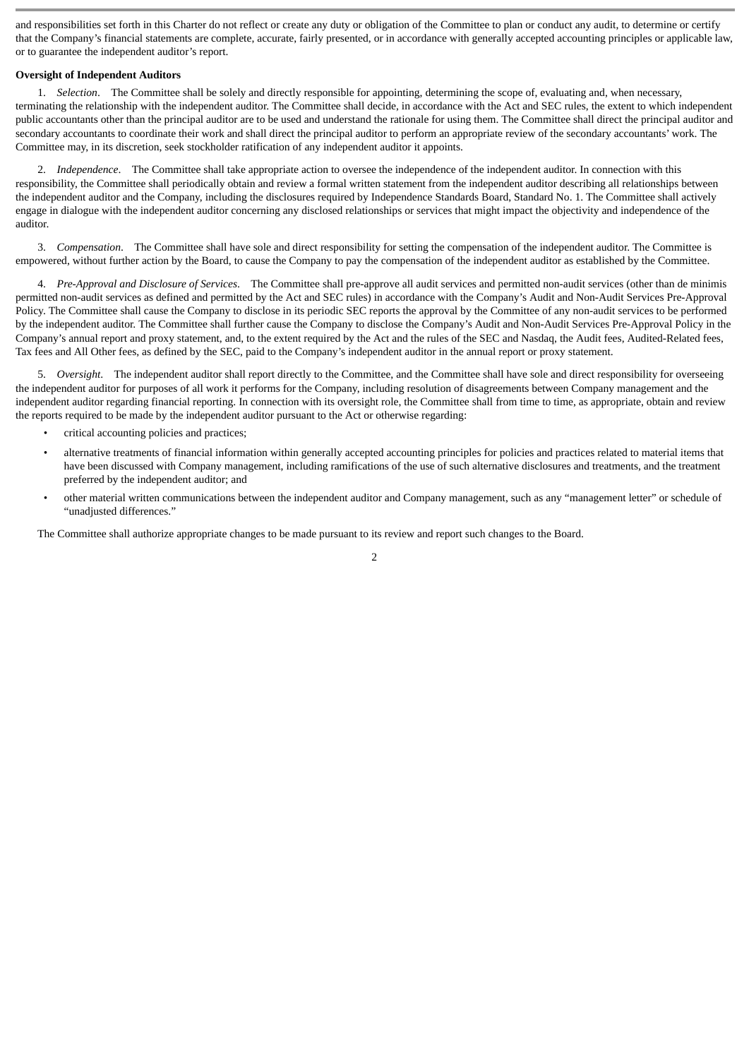and responsibilities set forth in this Charter do not reflect or create any duty or obligation of the Committee to plan or conduct any audit, to determine or certify that the Company's financial statements are complete, accurate, fairly presented, or in accordance with generally accepted accounting principles or applicable law, or to guarantee the independent auditor's report.

**Oversight of Independent Auditors**

1. *Selection*. The Committee shall be solely and directly responsible for appointing, determining the scope of, evaluating and, when necessary, terminating the relationship with the independent auditor. The Committee shall decide, in accordance with the Act and SEC rules, the extent to which independent public accountants other than the principal auditor are to be used and understand the rationale for using them. The Committee shall direct the principal auditor and secondary accountants to coordinate their work and shall direct the principal auditor to perform an appropriate review of the secondary accountants' work. The Committee may, in its discretion, seek stockholder ratification of any independent auditor it appoints.

2. *Independence*. The Committee shall take appropriate action to oversee the independence of the independent auditor. In connection with this responsibility, the Committee shall periodically obtain and review a formal written statement from the independent auditor describing all relationships between the independent auditor and the Company, including the disclosures required by Independence Standards Board, Standard No. 1. The Committee shall actively engage in dialogue with the independent auditor concerning any disclosed relationships or services that might impact the objectivity and independence of the auditor.

3. *Compensation*. The Committee shall have sole and direct responsibility for setting the compensation of the independent auditor. The Committee is empowered, without further action by the Board, to cause the Company to pay the compensation of the independent auditor as established by the Committee.

4. *Pre-Approval and Disclosure of Services*. The Committee shall pre-approve all audit services and permitted non-audit services (other than de minimis permitted non-audit services as defined and permitted by the Act and SEC rules) in accordance with the Company's Audit and Non-Audit Services Pre-Approval Policy. The Committee shall cause the Company to disclose in its periodic SEC reports the approval by the Committee of any non-audit services to be performed by the independent auditor. The Committee shall further cause the Company to disclose the Company's Audit and Non-Audit Services Pre-Approval Policy in the Company's annual report and proxy statement, and, to the extent required by the Act and the rules of the SEC and Nasdaq, the Audit fees, Audited-Related fees, Tax fees and All Other fees, as defined by the SEC, paid to the Company's independent auditor in the annual report or proxy statement.

5. *Oversight*. The independent auditor shall report directly to the Committee, and the Committee shall have sole and direct responsibility for overseeing the independent auditor for purposes of all work it performs for the Company, including resolution of disagreements between Company management and the independent auditor regarding financial reporting. In connection with its oversight role, the Committee shall from time to time, as appropriate, obtain and review the reports required to be made by the independent auditor pursuant to the Act or otherwise regarding:

- critical accounting policies and practices;
- alternative treatments of financial information within generally accepted accounting principles for policies and practices related to material items that have been discussed with Company management, including ramifications of the use of such alternative disclosures and treatments, and the treatment preferred by the independent auditor; and
- other material written communications between the independent auditor and Company management, such as any "management letter" or schedule of "unadjusted differences."

The Committee shall authorize appropriate changes to be made pursuant to its review and report such changes to the Board.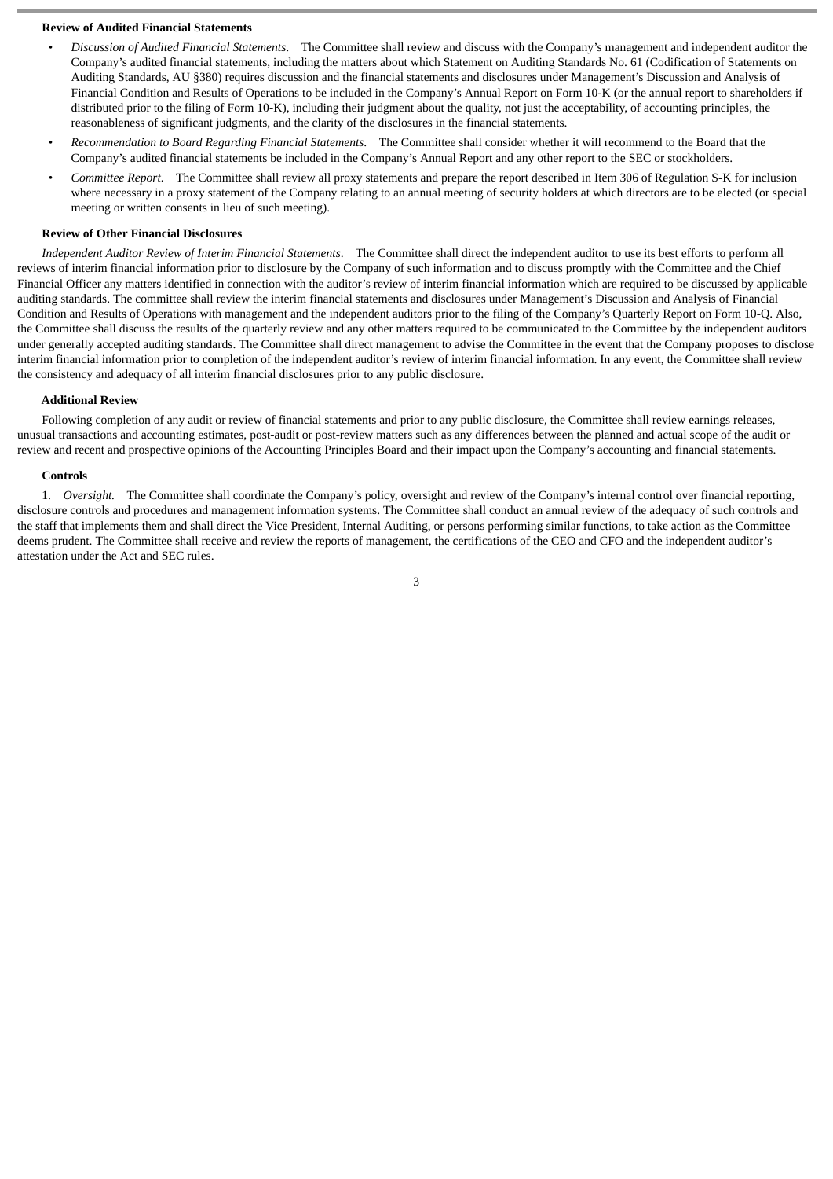**Review of Audited Financial Statements**

- *Discussion of Audited Financial Statements*. The Committee shall review and discuss with the Company's management and independent auditor the Company's audited financial statements, including the matters about which Statement on Auditing Standards No. 61 (Codification of Statements on Auditing Standards, AU §380) requires discussion and the financial statements and disclosures under Management's Discussion and Analysis of Financial Condition and Results of Operations to be included in the Company's Annual Report on Form 10-K (or the annual report to shareholders if distributed prior to the filing of Form 10-K), including their judgment about the quality, not just the acceptability, of accounting principles, the reasonableness of significant judgments, and the clarity of the disclosures in the financial statements.
- *Recommendation to Board Regarding Financial Statements*. The Committee shall consider whether it will recommend to the Board that the Company's audited financial statements be included in the Company's Annual Report and any other report to the SEC or stockholders.
- *Committee Report*. The Committee shall review all proxy statements and prepare the report described in Item 306 of Regulation S-K for inclusion where necessary in a proxy statement of the Company relating to an annual meeting of security holders at which directors are to be elected (or special meeting or written consents in lieu of such meeting).

**Review of Other Financial Disclosures**

*Independent Auditor Review of Interim Financial Statements*. The Committee shall direct the independent auditor to use its best efforts to perform all reviews of interim financial information prior to disclosure by the Company of such information and to discuss promptly with the Committee and the Chief Financial Officer any matters identified in connection with the auditor's review of interim financial information which are required to be discussed by applicable auditing standards. The committee shall review the interim financial statements and disclosures under Management's Discussion and Analysis of Financial Condition and Results of Operations with management and the independent auditors prior to the filing of the Company's Quarterly Report on Form 10-Q. Also, the Committee shall discuss the results of the quarterly review and any other matters required to be communicated to the Committee by the independent auditors under generally accepted auditing standards. The Committee shall direct management to advise the Committee in the event that the Company proposes to disclose interim financial information prior to completion of the independent auditor's review of interim financial information. In any event, the Committee shall review the consistency and adequacy of all interim financial disclosures prior to any public disclosure.

**Additional Review**

Following completion of any audit or review of financial statements and prior to any public disclosure, the Committee shall review earnings releases, unusual transactions and accounting estimates, post-audit or post-review matters such as any differences between the planned and actual scope of the audit or review and recent and prospective opinions of the Accounting Principles Board and their impact upon the Company's accounting and financial statements.

**Controls**

1. *Oversight.* The Committee shall coordinate the Company's policy, oversight and review of the Company's internal control over financial reporting, disclosure controls and procedures and management information systems. The Committee shall conduct an annual review of the adequacy of such controls and the staff that implements them and shall direct the Vice President, Internal Auditing, or persons performing similar functions, to take action as the Committee deems prudent. The Committee shall receive and review the reports of management, the certifications of the CEO and CFO and the independent auditor's attestation under the Act and SEC rules.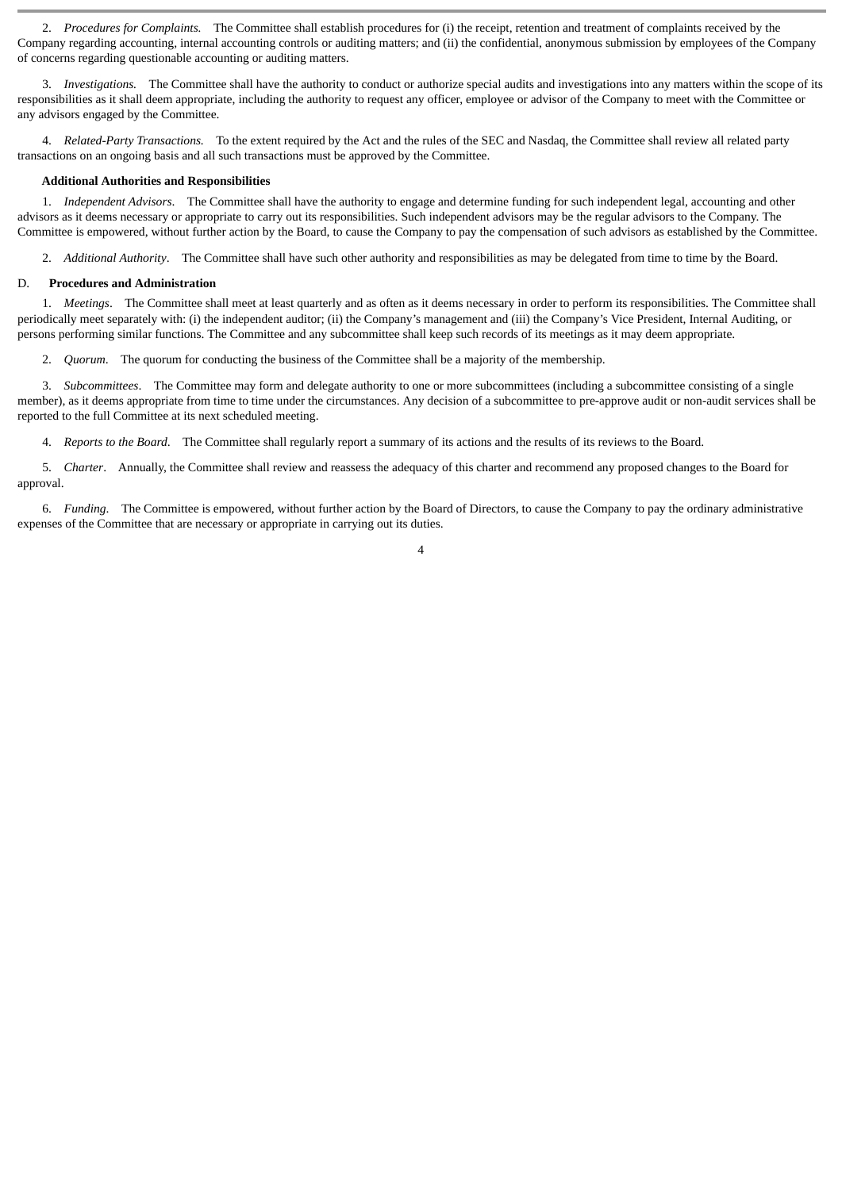2. *Procedures for Complaints.* The Committee shall establish procedures for (i) the receipt, retention and treatment of complaints received by the Company regarding accounting, internal accounting controls or auditing matters; and (ii) the confidential, anonymous submission by employees of the Company of concerns regarding questionable accounting or auditing matters.

3. *Investigations.* The Committee shall have the authority to conduct or authorize special audits and investigations into any matters within the scope of its responsibilities as it shall deem appropriate, including the authority to request any officer, employee or advisor of the Company to meet with the Committee or any advisors engaged by the Committee.

4. *Related-Party Transactions.* To the extent required by the Act and the rules of the SEC and Nasdaq, the Committee shall review all related party transactions on an ongoing basis and all such transactions must be approved by the Committee.

**Additional Authorities and Responsibilities**

1. *Independent Advisors*. The Committee shall have the authority to engage and determine funding for such independent legal, accounting and other advisors as it deems necessary or appropriate to carry out its responsibilities. Such independent advisors may be the regular advisors to the Company. The Committee is empowered, without further action by the Board, to cause the Company to pay the compensation of such advisors as established by the Committee.

2. *Additional Authority*. The Committee shall have such other authority and responsibilities as may be delegated from time to time by the Board.

## D. Procedures and Administration

1. *Meetings*. The Committee shall meet at least quarterly and as often as it deems necessary in order to perform its responsibilities. The Committee shall periodically meet separately with: (i) the independent auditor; (ii) the Company's management and (iii) the Company's Vice President, Internal Auditing, or persons performing similar functions. The Committee and any subcommittee shall keep such records of its meetings as it may deem appropriate.

2. *Quorum*. The quorum for conducting the business of the Committee shall be a majority of the membership.

3. *Subcommittees*. The Committee may form and delegate authority to one or more subcommittees (including a subcommittee consisting of a single member), as it deems appropriate from time to time under the circumstances. Any decision of a subcommittee to pre-approve audit or non-audit services shall be reported to the full Committee at its next scheduled meeting.

4. *Reports to the Board*. The Committee shall regularly report a summary of its actions and the results of its reviews to the Board.

5. *Charter*. Annually, the Committee shall review and reassess the adequacy of this charter and recommend any proposed changes to the Board for approval.

6. *Funding*. The Committee is empowered, without further action by the Board of Directors, to cause the Company to pay the ordinary administrative expenses of the Committee that are necessary or appropriate in carrying out its duties.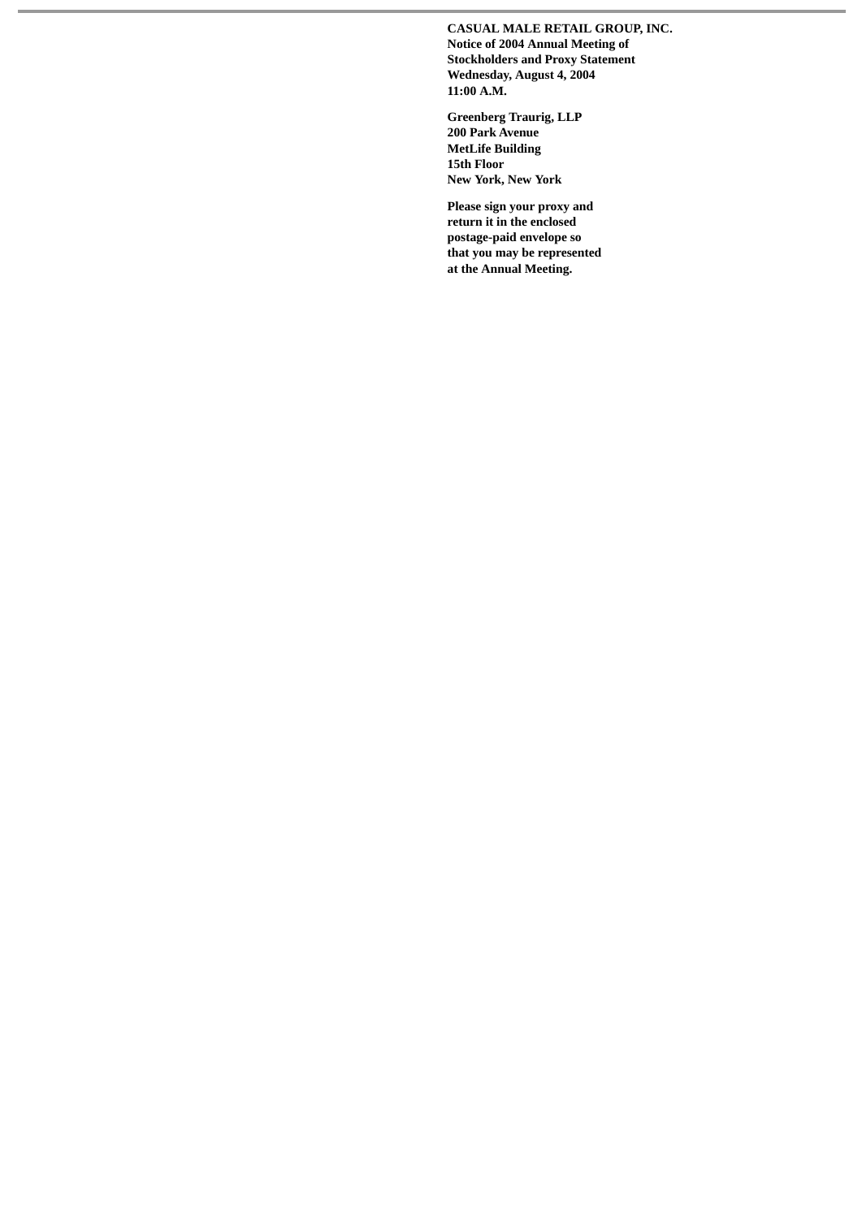**CASUAL MALE RETAIL GROUP, INC.**
**Notice of 2004 Annual Meeting of**
**Stockholders and Proxy Statement**
**Wednesday, August 4, 2004**
**11:00 A.M.**

**Greenberg Traurig, LLP**
**200 Park Avenue**
**MetLife Building**
**15th Floor**
**New York, New York**

**Please sign your proxy and**
**return it in the enclosed**
**postage-paid envelope so**
**that you may be represented**
**at the Annual Meeting.**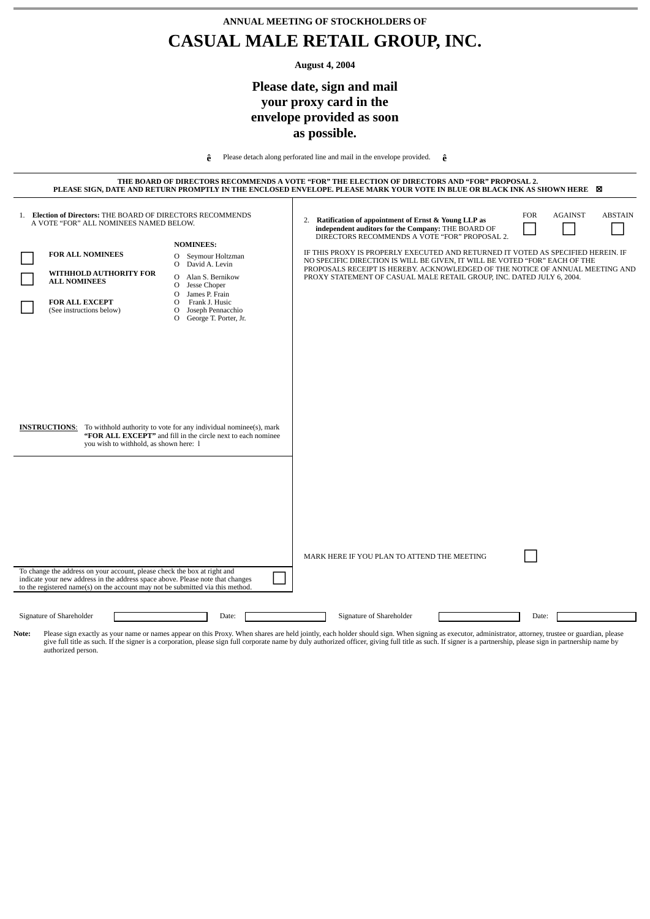ANNUAL MEETING OF STOCKHOLDERS OF

# CASUAL MALE RETAIL GROUP, INC.

**August 4, 2004**

## Please date, sign and mail your proxy card in the envelope provided as soon as possible.

ê Please detach along perforated line and mail in the envelope provided. ê

**THE BOARD OF DIRECTORS RECOMMENDS A VOTE "FOR" THE ELECTION OF DIRECTORS AND "FOR" PROPOSAL 2.**
**PLEASE SIGN, DATE AND RETURN PROMPTLY IN THE ENCLOSED ENVELOPE. PLEASE MARK YOUR VOTE IN BLUE OR BLACK INK AS SHOWN HERE ⊠**

1. **Election of Directors:** THE BOARD OF DIRECTORS RECOMMENDS A VOTE "FOR" ALL NOMINEES NAMED BELOW.

☐ **FOR ALL NOMINEES**

☐ **WITHHOLD AUTHORITY FOR ALL NOMINEES**

☐ **FOR ALL EXCEPT** (See instructions below)

**NOMINEES:**

- O Seymour Holtzman
- O David A. Levin
- O Alan S. Bernikow
- O Jesse Choper
- O James P. Frain
- O Frank J. Husic
- O Joseph Pennacchio
- O George T. Porter, Jr.

**INSTRUCTIONS**: To withhold authority to vote for any individual nominee(s), mark **"FOR ALL EXCEPT"** and fill in the circle next to each nominee you wish to withhold, as shown here: l

To change the address on your account, please check the box at right and indicate your new address in the address space above. Please note that changes to the registered name(s) on the account may not be submitted via this method. ☐

2. **Ratification of appointment of Ernst & Young LLP as independent auditors for the Company:** THE BOARD OF DIRECTORS RECOMMENDS A VOTE "FOR" PROPOSAL 2.

| FOR | AGAINST | ABSTAIN |
|---|---|---|
| ☐ | ☐ | ☐ |

IF THIS PROXY IS PROPERLY EXECUTED AND RETURNED IT VOTED AS SPECIFIED HEREIN. IF NO SPECIFIC DIRECTION IS WILL BE GIVEN, IT WILL BE VOTED "FOR" EACH OF THE PROPOSALS RECEIPT IS HEREBY. ACKNOWLEDGED OF THE NOTICE OF ANNUAL MEETING AND PROXY STATEMENT OF CASUAL MALE RETAIL GROUP, INC. DATED JULY 6, 2004.

MARK HERE IF YOU PLAN TO ATTEND THE MEETING ☐

Signature of Shareholder ____________ Date: ____________ Signature of Shareholder ____________ Date: ____________

**Note:** Please sign exactly as your name or names appear on this Proxy. When shares are held jointly, each holder should sign. When signing as executor, administrator, attorney, trustee or guardian, please give full title as such. If the signer is a corporation, please sign full corporate name by duly authorized officer, giving full title as such. If signer is a partnership, please sign in partnership name by authorized person.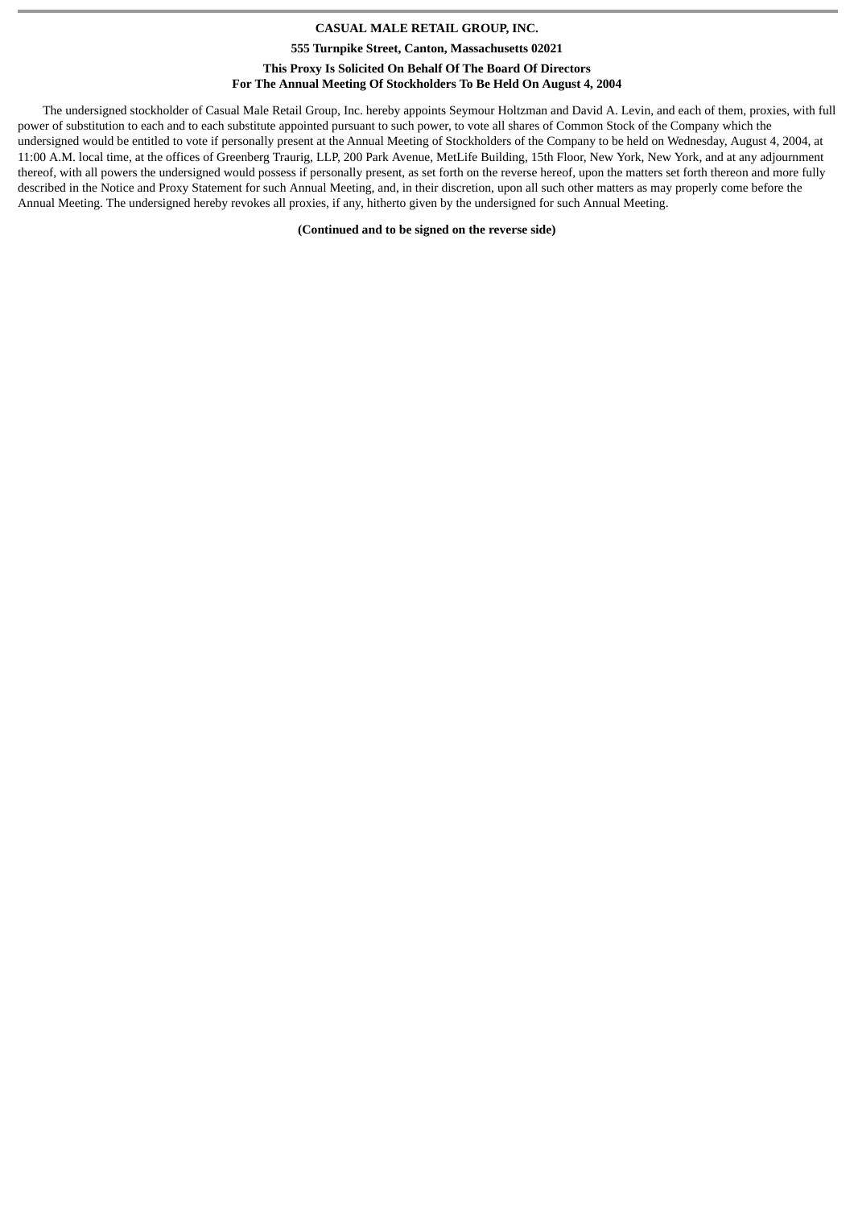**CASUAL MALE RETAIL GROUP, INC.**

**555 Turnpike Street, Canton, Massachusetts 02021**

**This Proxy Is Solicited On Behalf Of The Board Of Directors**
**For The Annual Meeting Of Stockholders To Be Held On August 4, 2004**

The undersigned stockholder of Casual Male Retail Group, Inc. hereby appoints Seymour Holtzman and David A. Levin, and each of them, proxies, with full power of substitution to each and to each substitute appointed pursuant to such power, to vote all shares of Common Stock of the Company which the undersigned would be entitled to vote if personally present at the Annual Meeting of Stockholders of the Company to be held on Wednesday, August 4, 2004, at 11:00 A.M. local time, at the offices of Greenberg Traurig, LLP, 200 Park Avenue, MetLife Building, 15th Floor, New York, New York, and at any adjournment thereof, with all powers the undersigned would possess if personally present, as set forth on the reverse hereof, upon the matters set forth thereon and more fully described in the Notice and Proxy Statement for such Annual Meeting, and, in their discretion, upon all such other matters as may properly come before the Annual Meeting. The undersigned hereby revokes all proxies, if any, hitherto given by the undersigned for such Annual Meeting.

**(Continued and to be signed on the reverse side)**